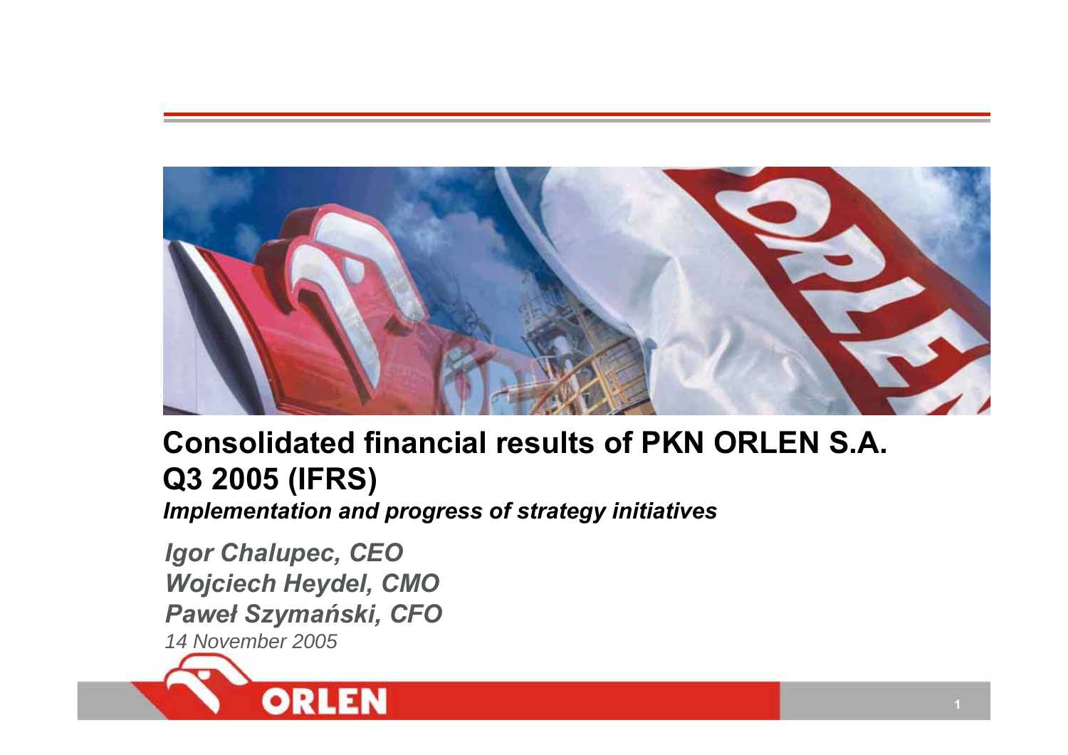# Consolidated financial results of PKN ORLEN S.A. Q3 2005 (IFRS)

***Implementation and progress of strategy initiatives***

***Igor Chalupec, CEO***
***Wojciech Heydel, CMO***
***Paweł Szymański, CFO***

*14 November 2005*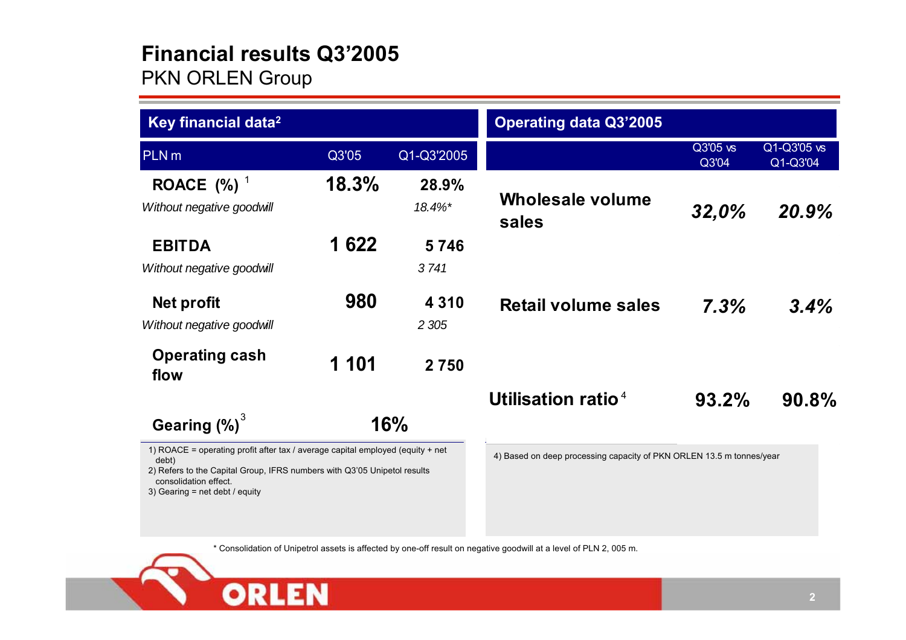# Financial results Q3'2005

PKN ORLEN Group

## Key financial data[2]

| PLN m | Q3'05 | Q1-Q3'2005 |
|---|---|---|
| **ROACE (%)** [1] | **18.3%** | **28.9%** |
| *Without negative goodwill* | | *18.4%** |
| **EBITDA** | **1 622** | **5 746** |
| *Without negative goodwill* | | *3 741* |
| **Net profit** | **980** | **4 310** |
| *Without negative goodwill* | | *2 305* |
| **Operating cash flow** | **1 101** | **2 750** |
| **Gearing (%)** [3] | **16%** | |

1) ROACE = operating profit after tax / average capital employed (equity + net debt)
2) Refers to the Capital Group, IFRS numbers with Q3'05 Unipetol results consolidation effect.
3) Gearing = net debt / equity

## Operating data Q3'2005

| | Q3'05 vs Q3'04 | Q1-Q3'05 vs Q1-Q3'04 |
|---|---|---|
| **Wholesale volume sales** | ***32,0%*** | ***20.9%*** |
| **Retail volume sales** | ***7.3%*** | ***3.4%*** |
| **Utilisation ratio** [4] | **93.2%** | **90.8%** |

4) Based on deep processing capacity of PKN ORLEN 13.5 m tonnes/year

\* Consolidation of Unipetrol assets is affected by one-off result on negative goodwill at a level of PLN 2, 005 m.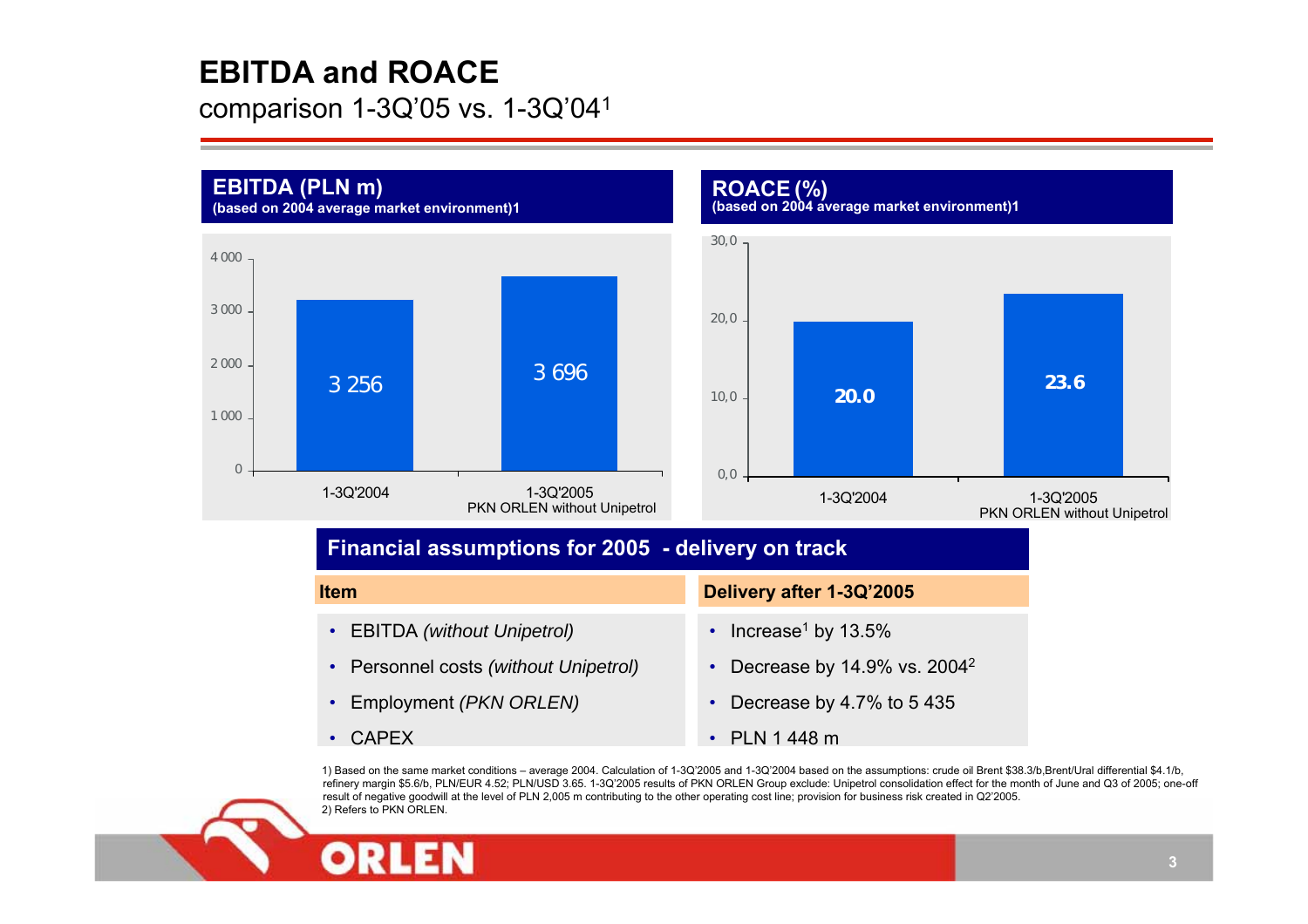# EBITDA and ROACE

comparison 1-3Q'05 vs. 1-3Q'04[1]

**EBITDA (PLN m)**
**(based on 2004 average market environment)1**

| | EBITDA (PLN m) |
|---|---|
| 1-3Q'2004 | 3 256 |
| 1-3Q'2005 PKN ORLEN without Unipetrol | 3 696 |

**ROACE (%)**
**(based on 2004 average market environment)1**

| | ROACE (%) |
|---|---|
| 1-3Q'2004 | 20.0 |
| 1-3Q'2005 PKN ORLEN without Unipetrol | 23.6 |

## Financial assumptions for 2005 - delivery on track

| Item | Delivery after 1-3Q'2005 |
|---|---|
| EBITDA *(without Unipetrol)* | Increase[1] by 13.5% |
| Personnel costs *(without Unipetrol)* | Decrease by 14.9% vs. 2004[2] |
| Employment *(PKN ORLEN)* | Decrease by 4.7% to 5 435 |
| CAPEX | PLN 1 448 m |

1) Based on the same market conditions – average 2004. Calculation of 1-3Q'2005 and 1-3Q'2004 based on the assumptions: crude oil Brent $38.3/b,Brent/Ural differential $4.1/b, refinery margin $5.6/b, PLN/EUR 4.52; PLN/USD 3.65. 1-3Q'2005 results of PKN ORLEN Group exclude: Unipetrol consolidation effect for the month of June and Q3 of 2005; one-off result of negative goodwill at the level of PLN 2,005 m contributing to the other operating cost line; provision for business risk created in Q2'2005.
2) Refers to PKN ORLEN.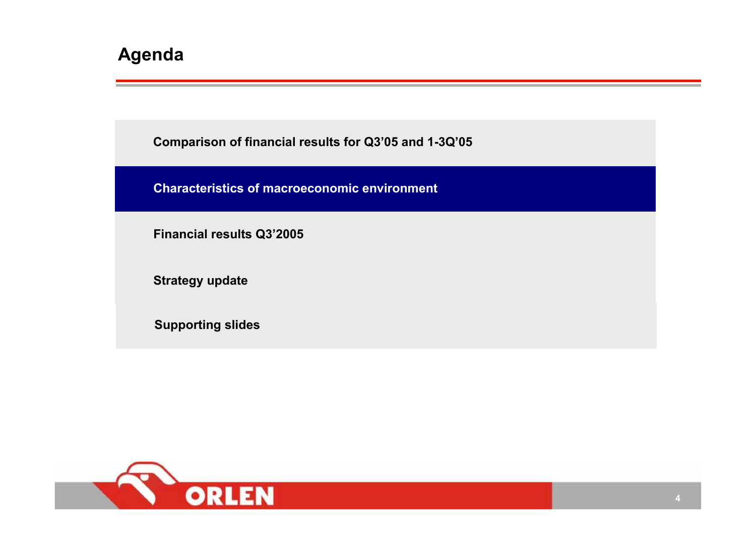# Agenda

- Comparison of financial results for Q3'05 and 1-3Q'05
- **Characteristics of macroeconomic environment**
- Financial results Q3'2005
- Strategy update
- Supporting slides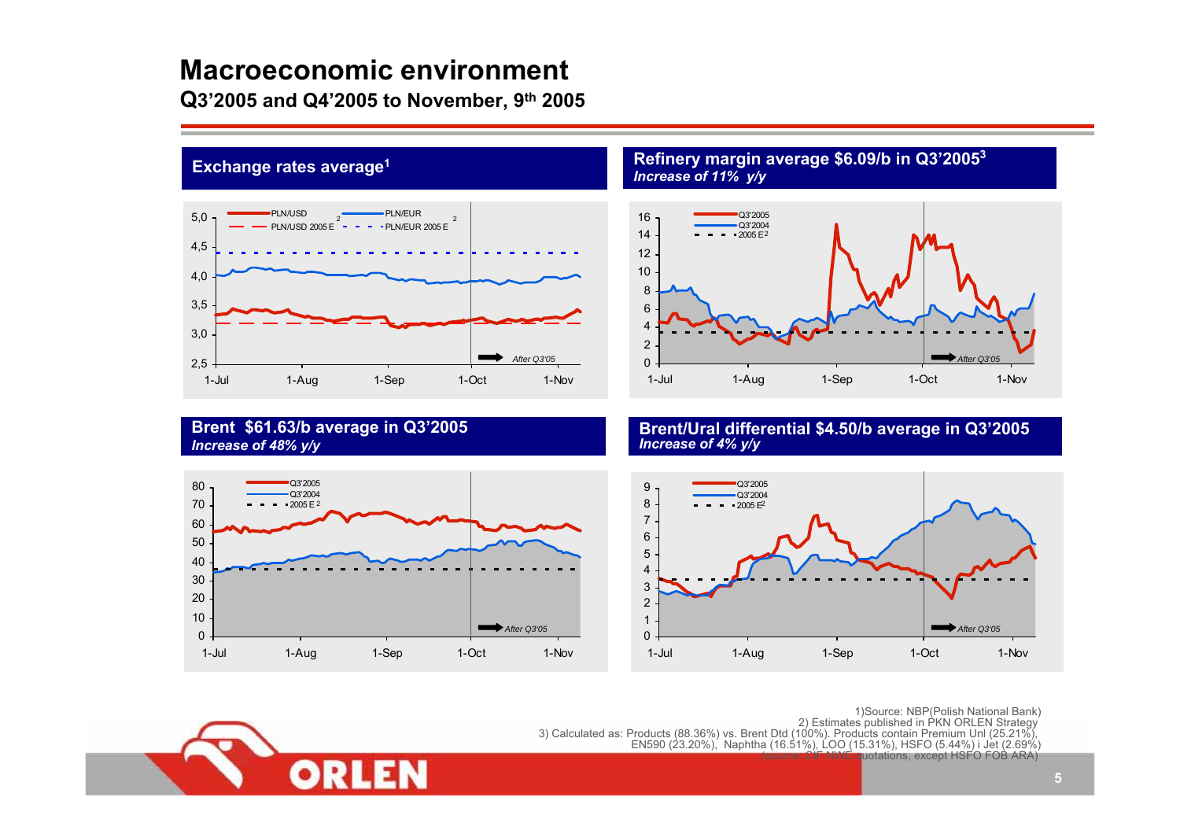# Macroeconomic environment

**Q3'2005 and Q4'2005 to November, 9th 2005**

## Exchange rates average[1]

PLN/USD, PLN/EUR, PLN/USD 2005 E[2], PLN/EUR 2005 E[2]

5,0 | 4,5 | 4,0 | 3,5 | 3,0 | 2,5

1-Jul | 1-Aug | 1-Sep | 1-Oct | 1-Nov

*After Q3'05*

## Refinery margin average $6.09/b in Q3'2005[3]

*Increase of 11% y/y*

Q3'2005, Q3'2004, 2005 E[2]

16 | 14 | 12 | 10 | 8 | 6 | 4 | 2 | 0

1-Jul | 1-Aug | 1-Sep | 1-Oct | 1-Nov

*After Q3'05*

## Brent $61.63/b average in Q3'2005

*Increase of 48% y/y*

Q3'2005, Q3'2004, 2005 E[2]

80 | 70 | 60 | 50 | 40 | 30 | 20 | 10 | 0

1-Jul | 1-Aug | 1-Sep | 1-Oct | 1-Nov

*After Q3'05*

## Brent/Ural differential $4.50/b average in Q3'2005

*Increase of 4% y/y*

Q3'2005, Q3'2004, 2005 E[2]

9 | 8 | 7 | 6 | 5 | 4 | 3 | 2 | 1 | 0

1-Jul | 1-Aug | 1-Sep | 1-Oct | 1-Nov

*After Q3'05*

1) Source: NBP(Polish National Bank)
2) Estimates published in PKN ORLEN Strategy
3) Calculated as: Products (88.36%) vs. Brent Dtd (100%). Products contain Premium Unl (25.21%), EN590 (23.20%), Naphtha (16.51%), LOO (15.31%), HSFO (5.44%) i Jet (2.69%) (source: CIF NWE quotations, except HSFO FOB ARA)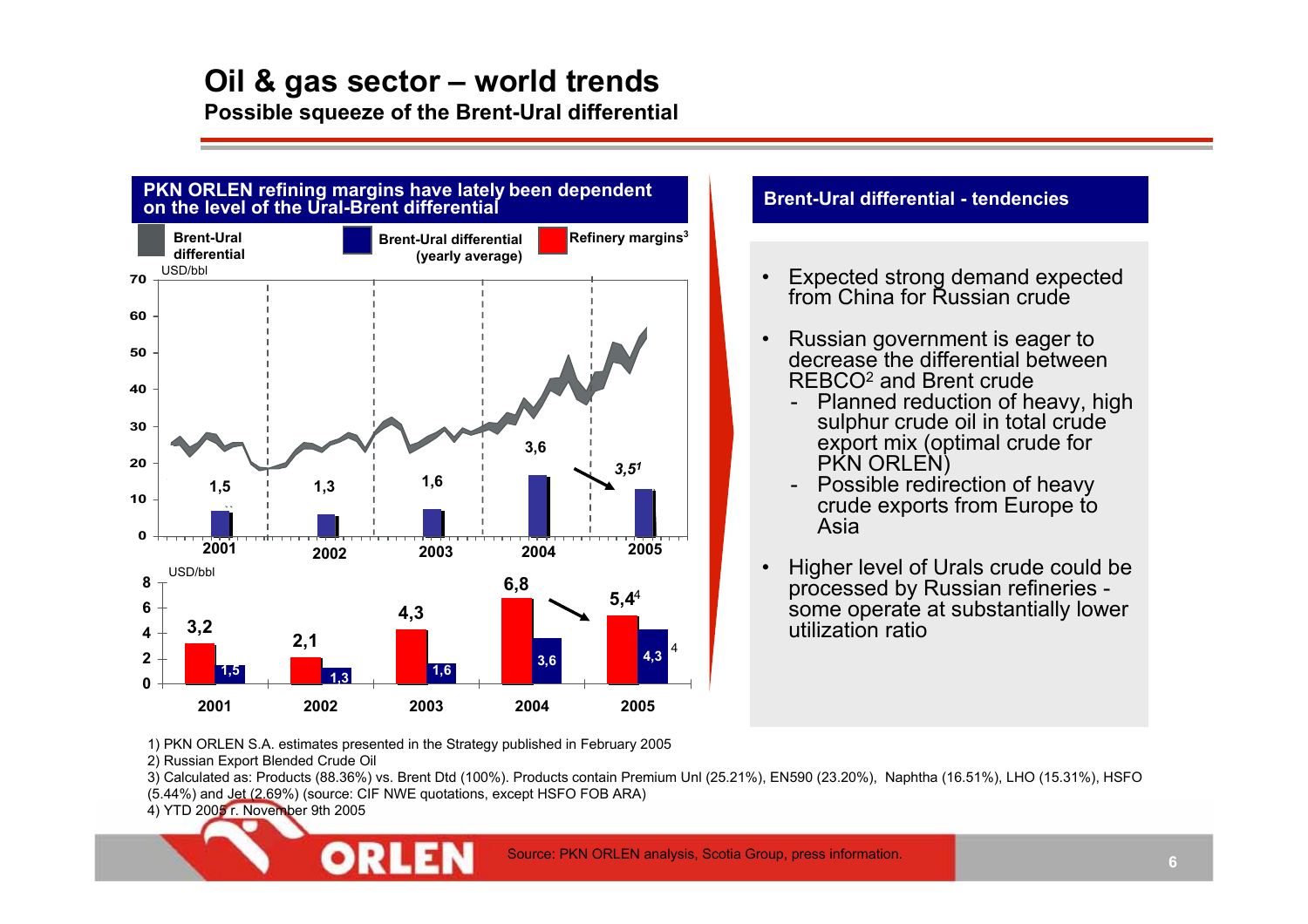# Oil & gas sector – world trends

## Possible squeeze of the Brent-Ural differential

### PKN ORLEN refining margins have lately been dependent on the level of the Ural-Brent differential

Legend: Brent-Ural differential; Brent-Ural differential (yearly average); Refinery margins[3]

USD/bbl

| Year | Brent-Ural differential (yearly average) |
|---|---|
| 2001 | 1,5 |
| 2002 | 1,3 |
| 2003 | 1,6 |
| 2004 | 3,6 |
| 2005 | 3,5[1] |

USD/bbl

| Year | Refinery margins | Brent-Ural differential |
|---|---|---|
| 2001 | 3,2 | 1,5 |
| 2002 | 2,1 | 1,3 |
| 2003 | 4,3 | 1,6 |
| 2004 | 6,8 | 3,6 |
| 2005 | 5,4[4] | 4,3[4] |

### Brent-Ural differential - tendencies

- Expected strong demand expected from China for Russian crude
- Russian government is eager to decrease the differential between REBCO[2] and Brent crude
  - Planned reduction of heavy, high sulphur crude oil in total crude export mix (optimal crude for PKN ORLEN)
  - Possible redirection of heavy crude exports from Europe to Asia
- Higher level of Urals crude could be processed by Russian refineries - some operate at substantially lower utilization ratio

1) PKN ORLEN S.A. estimates presented in the Strategy published in February 2005

2) Russian Export Blended Crude Oil

3) Calculated as: Products (88.36%) vs. Brent Dtd (100%). Products contain Premium Unl (25.21%), EN590 (23.20%), Naphtha (16.51%), LHO (15.31%), HSFO (5.44%) and Jet (2.69%) (source: CIF NWE quotations, except HSFO FOB ARA)

4) YTD 2005 r. November 9th 2005

Source: PKN ORLEN analysis, Scotia Group, press information.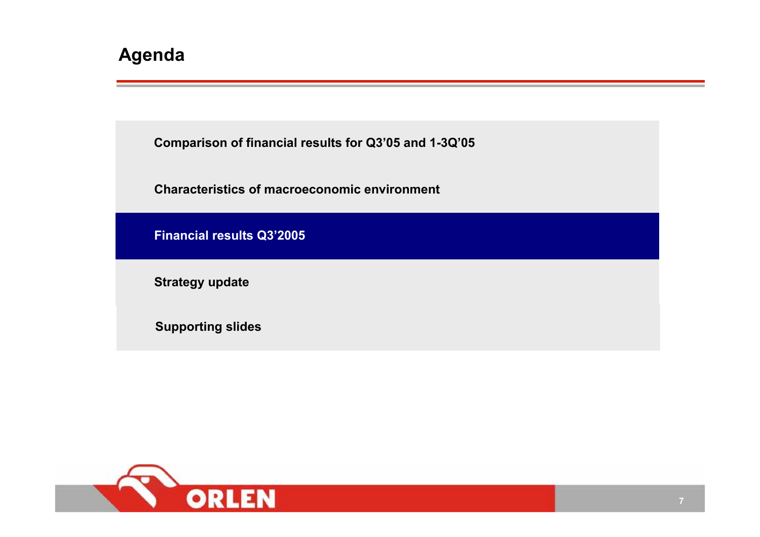# Agenda

- Comparison of financial results for Q3'05 and 1-3Q'05
- Characteristics of macroeconomic environment
- **Financial results Q3'2005**
- Strategy update
- Supporting slides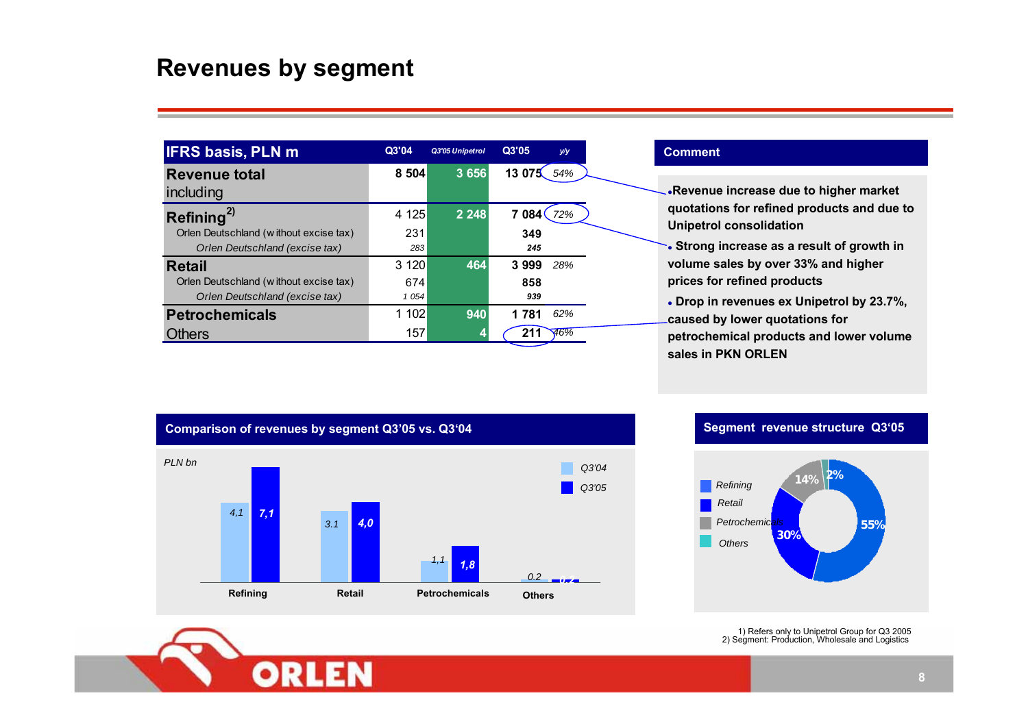# Revenues by segment

| IFRS basis, PLN m | Q3'04 | Q3'05 Unipetrol | Q3'05 | y/y |
|---|---|---|---|---|
| **Revenue total** including | 8 504 | 3 656 | 13 075 | 54% |
| **Refining**[2] | 4 125 | 2 248 | 7 084 | 72% |
| Orlen Deutschland (without excise tax) | 231 | | 349 | |
| *Orlen Deutschland (excise tax)* | *283* | | *245* | |
| **Retail** | 3 120 | 464 | 3 999 | 28% |
| Orlen Deutschland (without excise tax) | 674 | | 858 | |
| *Orlen Deutschland (excise tax)* | *1 054* | | *939* | |
| **Petrochemicals** | 1 102 | 940 | 1 781 | 62% |
| Others | 157 | 4 | 211 | 46% |

## Comment

- Revenue increase due to higher market quotations for refined products and due to Unipetrol consolidation
- Strong increase as a result of growth in volume sales by over 33% and higher prices for refined products
- Drop in revenues ex Unipetrol by 23.7%, caused by lower quotations for petrochemical products and lower volume sales in PKN ORLEN

## Comparison of revenues by segment Q3'05 vs. Q3'04

PLN bn

| Segment | Q3'04 | Q3'05 |
|---|---|---|
| Refining | 4,1 | 7,1 |
| Retail | 3.1 | 4,0 |
| Petrochemicals | 1,1 | 1,8 |
| Others | 0.2 | 0,2 |

## Segment revenue structure Q3'05

| Segment | Share |
|---|---|
| Refining | 55% |
| Retail | 30% |
| Petrochemicals | 14% |
| Others | 2% |

1) Refers only to Unipetrol Group for Q3 2005
2) Segment: Production, Wholesale and Logistics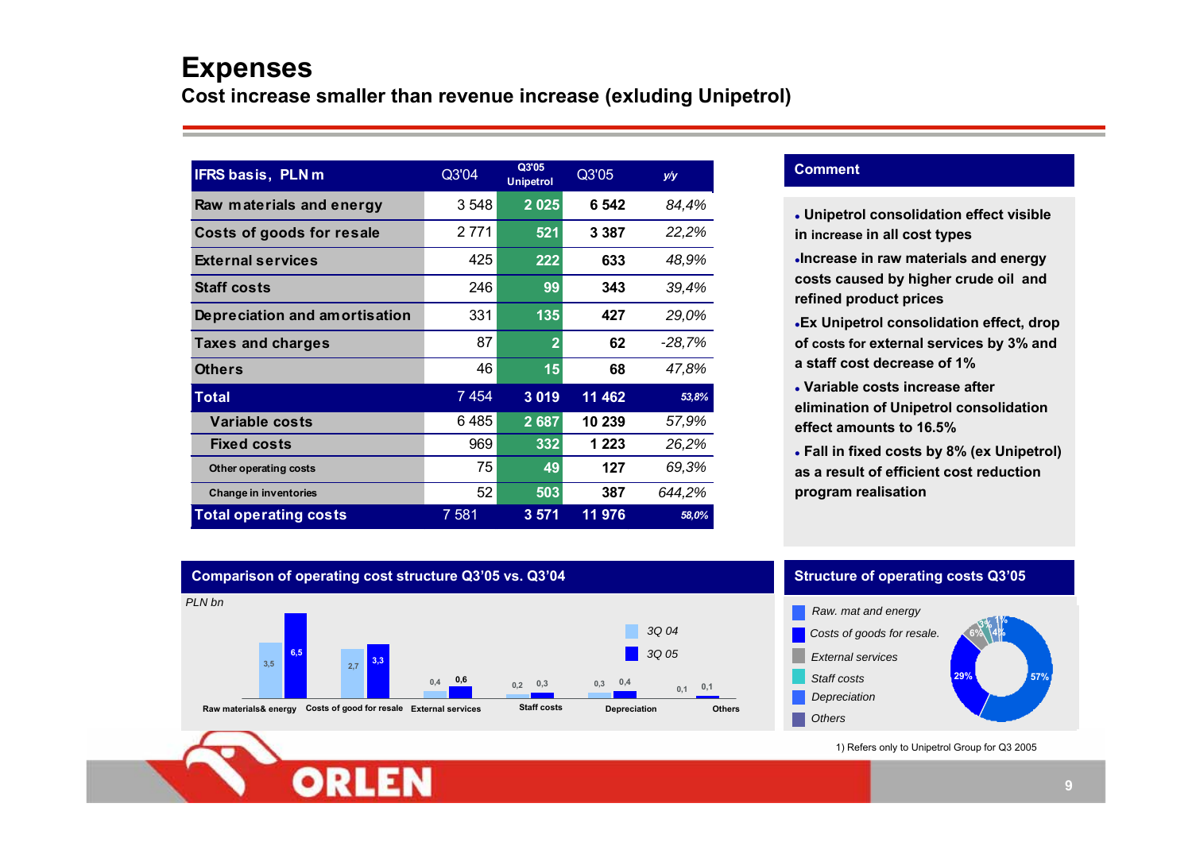# Expenses

## Cost increase smaller than revenue increase (exluding Unipetrol)

| IFRS basis, PLN m | Q3'04 | Q3'05 Unipetrol | Q3'05 | y/y |
|---|---|---|---|---|
| Raw materials and energy | 3 548 | 2 025 | 6 542 | 84,4% |
| Costs of goods for resale | 2 771 | 521 | 3 387 | 22,2% |
| External services | 425 | 222 | 633 | 48,9% |
| Staff costs | 246 | 99 | 343 | 39,4% |
| Depreciation and amortisation | 331 | 135 | 427 | 29,0% |
| Taxes and charges | 87 | 2 | 62 | -28,7% |
| Others | 46 | 15 | 68 | 47,8% |
| **Total** | 7 454 | 3 019 | 11 462 | 53,8% |
| Variable costs | 6 485 | 2 687 | 10 239 | 57,9% |
| Fixed costs | 969 | 332 | 1 223 | 26,2% |
| Other operating costs | 75 | 49 | 127 | 69,3% |
| Change in inventories | 52 | 503 | 387 | 644,2% |
| **Total operating costs** | 7 581 | 3 571 | 11 976 | 58,0% |

### Comment

- Unipetrol consolidation effect visible in increase in all cost types
- Increase in raw materials and energy costs caused by higher crude oil and refined product prices
- Ex Unipetrol consolidation effect, drop of costs for external services by 3% and a staff cost decrease of 1%
- Variable costs increase after elimination of Unipetrol consolidation effect amounts to 16.5%
- Fall in fixed costs by 8% (ex Unipetrol) as a result of efficient cost reduction program realisation

### Comparison of operating cost structure Q3'05 vs. Q3'04

PLN bn

| | 3Q 04 | 3Q 05 |
|---|---|---|
| Raw materials& energy | 3,5 | 6,5 |
| Costs of good for resale | 2,7 | 3,3 |
| External services | 0,4 | 0,6 |
| Staff costs | 0,2 | 0,3 |
| Depreciation | 0,3 | 0,4 |
| Others | 0,1 | 0,1 |

### Structure of operating costs Q3'05

| Item | Share |
|---|---|
| Raw. mat and energy | 57% |
| Costs of goods for resale. | 29% |
| External services | 6% |
| Staff costs | 3% |
| Depreciation | 4% |
| Others | 1% |

1) Refers only to Unipetrol Group for Q3 2005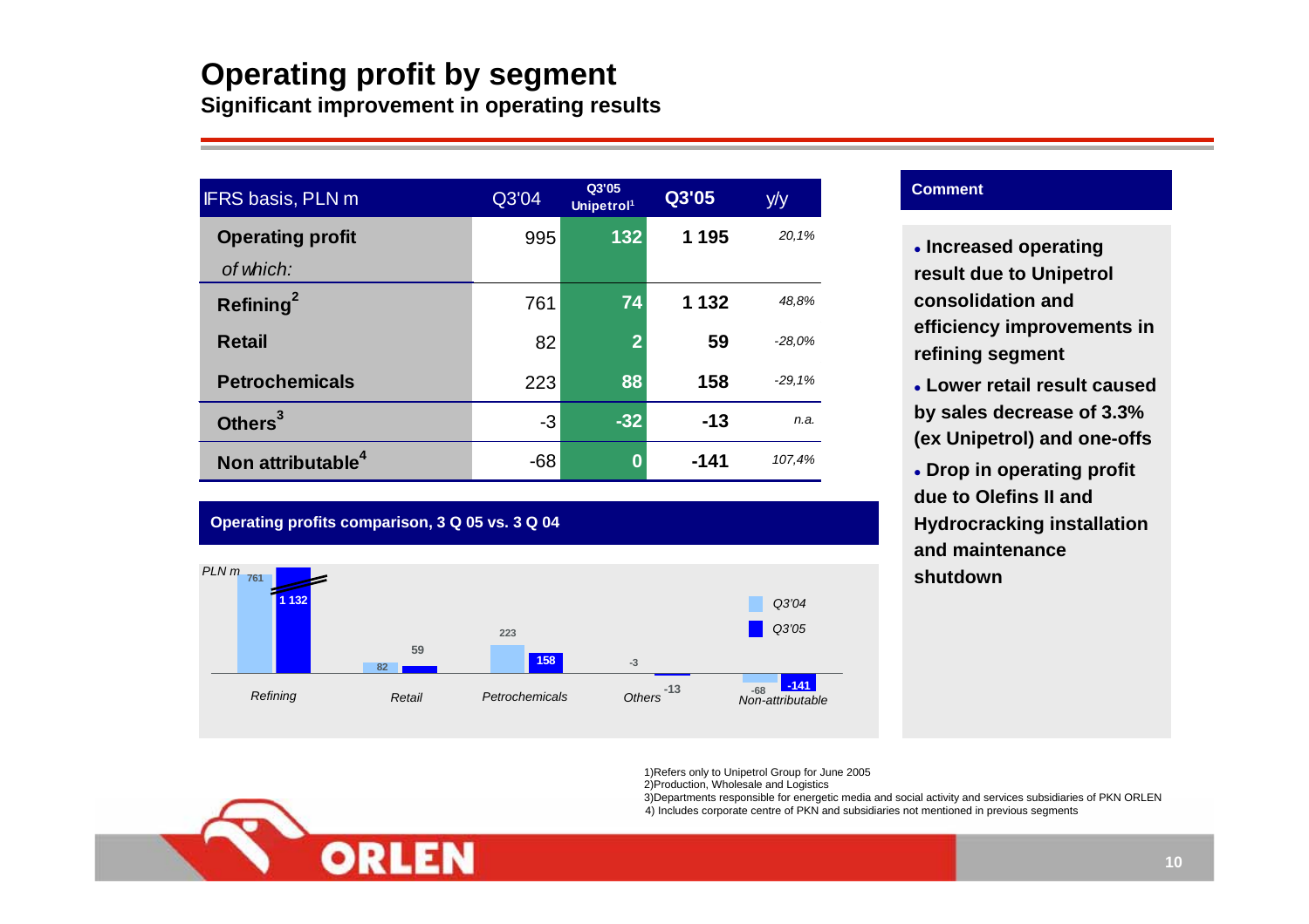# Operating profit by segment

**Significant improvement in operating results**

| IFRS basis, PLN m | Q3'04 | Q3'05 Unipetrol[1] | Q3'05 | y/y |
|---|---|---|---|---|
| **Operating profit** | 995 | 132 | 1 195 | 20,1% |
| *of which:* | | | | |
| **Refining**[2] | 761 | 74 | 1 132 | 48,8% |
| **Retail** | 82 | 2 | 59 | -28,0% |
| **Petrochemicals** | 223 | 88 | 158 | -29,1% |
| **Others**[3] | -3 | -32 | -13 | n.a. |
| **Non attributable**[4] | -68 | 0 | -141 | 107,4% |

**Operating profits comparison, 3 Q 05 vs. 3 Q 04**

PLN m

| | Q3'04 | Q3'05 |
|---|---|---|
| Refining | 761 | 1 132 |
| Retail | 82 | 59 |
| Petrochemicals | 223 | 158 |
| Others | -3 | -13 |
| Non-attributable | -68 | -141 |

**Comment**

- **Increased operating result due to Unipetrol consolidation and efficiency improvements in refining segment**
- **Lower retail result caused by sales decrease of 3.3% (ex Unipetrol) and one-offs**
- **Drop in operating profit due to Olefins II and Hydrocracking installation and maintenance shutdown**

1)Refers only to Unipetrol Group for June 2005
2)Production, Wholesale and Logistics
3)Departments responsible for energetic media and social activity and services subsidiaries of PKN ORLEN
4) Includes corporate centre of PKN and subsidiaries not mentioned in previous segments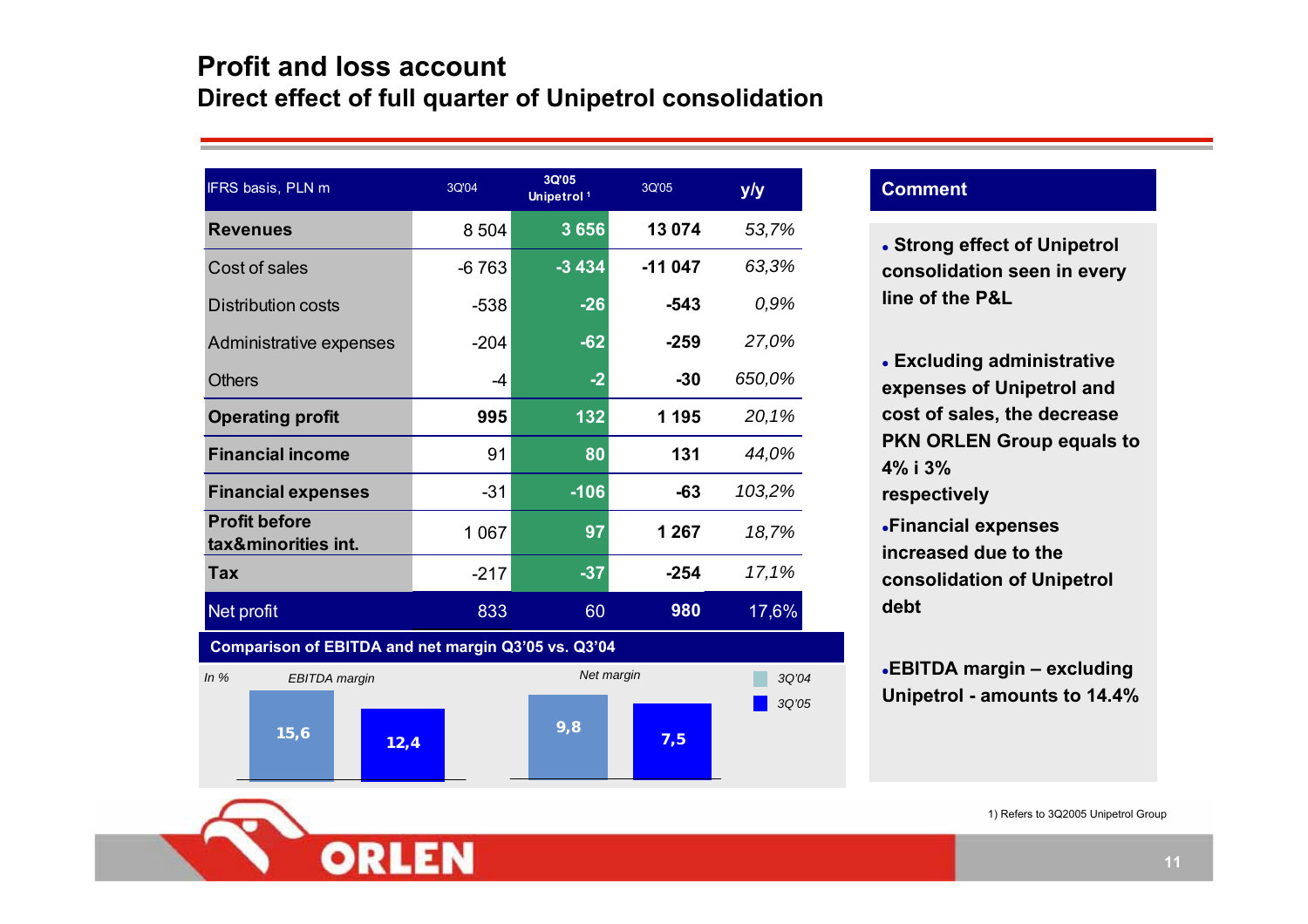# Profit and loss account
## Direct effect of full quarter of Unipetrol consolidation

| IFRS basis, PLN m | 3Q'04 | 3Q'05 Unipetrol [1] | 3Q'05 | y/y |
|---|---|---|---|---|
| **Revenues** | 8 504 | 3 656 | 13 074 | 53,7% |
| Cost of sales | -6 763 | -3 434 | -11 047 | 63,3% |
| Distribution costs | -538 | -26 | -543 | 0,9% |
| Administrative expenses | -204 | -62 | -259 | 27,0% |
| Others | -4 | -2 | -30 | 650,0% |
| **Operating profit** | 995 | 132 | 1 195 | 20,1% |
| **Financial income** | 91 | 80 | 131 | 44,0% |
| **Financial expenses** | -31 | -106 | -63 | 103,2% |
| **Profit before tax&minorities int.** | 1 067 | 97 | 1 267 | 18,7% |
| **Tax** | -217 | -37 | -254 | 17,1% |
| Net profit | 833 | 60 | 980 | 17,6% |

**Comparison of EBITDA and net margin Q3'05 vs. Q3'04**

In %

| | 3Q'04 | 3Q'05 |
|---|---|---|
| EBITDA margin | 15,6 | 12,4 |
| Net margin | 9,8 | 7,5 |

### Comment

- **Strong effect of Unipetrol consolidation seen in every line of the P&L**
- **Excluding administrative expenses of Unipetrol and cost of sales, the decrease PKN ORLEN Group equals to 4% i 3% respectively**
- **Financial expenses increased due to the consolidation of Unipetrol debt**
- **EBITDA margin – excluding Unipetrol - amounts to 14.4%**

1) Refers to 3Q2005 Unipetrol Group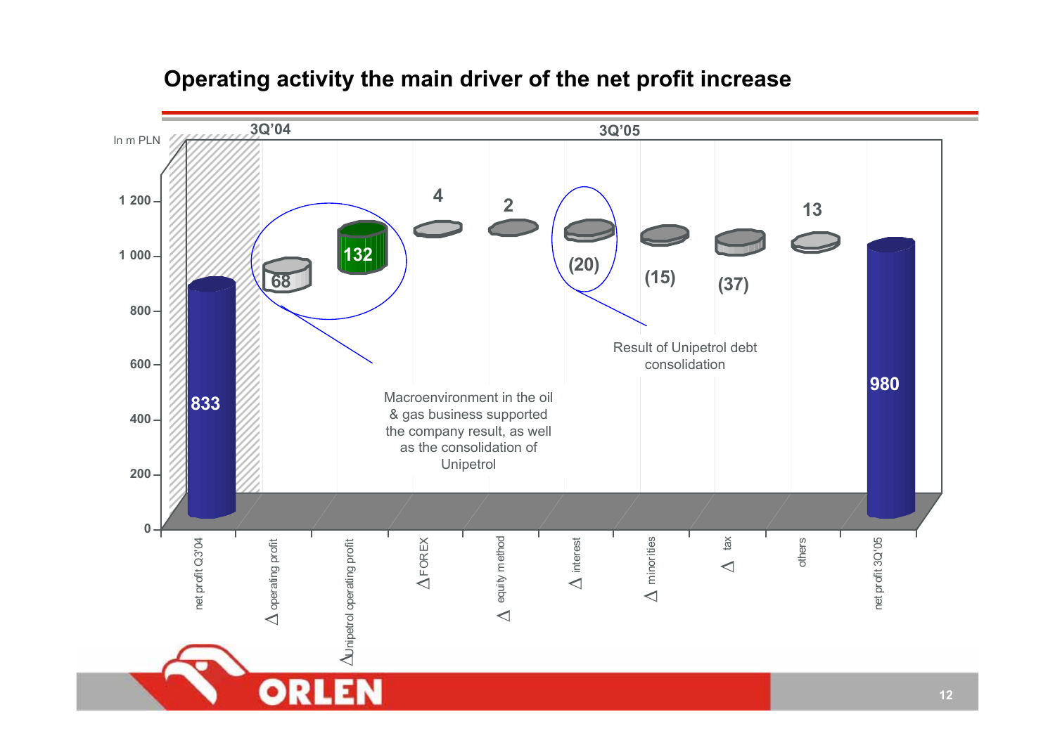# Operating activity the main driver of the net profit increase

In m PLN

3Q'04 | 3Q'05

| Item | Value |
|---|---|
| net profit Q3'04 | 833 |
| Δ operating profit | 68 |
| ΔUnipetrol operating profit | 132 |
| Δ FOREX | 4 |
| Δ equity method | 2 |
| Δ interest | (20) |
| Δ minorities | (15) |
| Δ tax | (37) |
| others | 13 |
| net profit 3Q'05 | 980 |

Macroenvironment in the oil & gas business supported the company result, as well as the consolidation of Unipetrol

Result of Unipetrol debt consolidation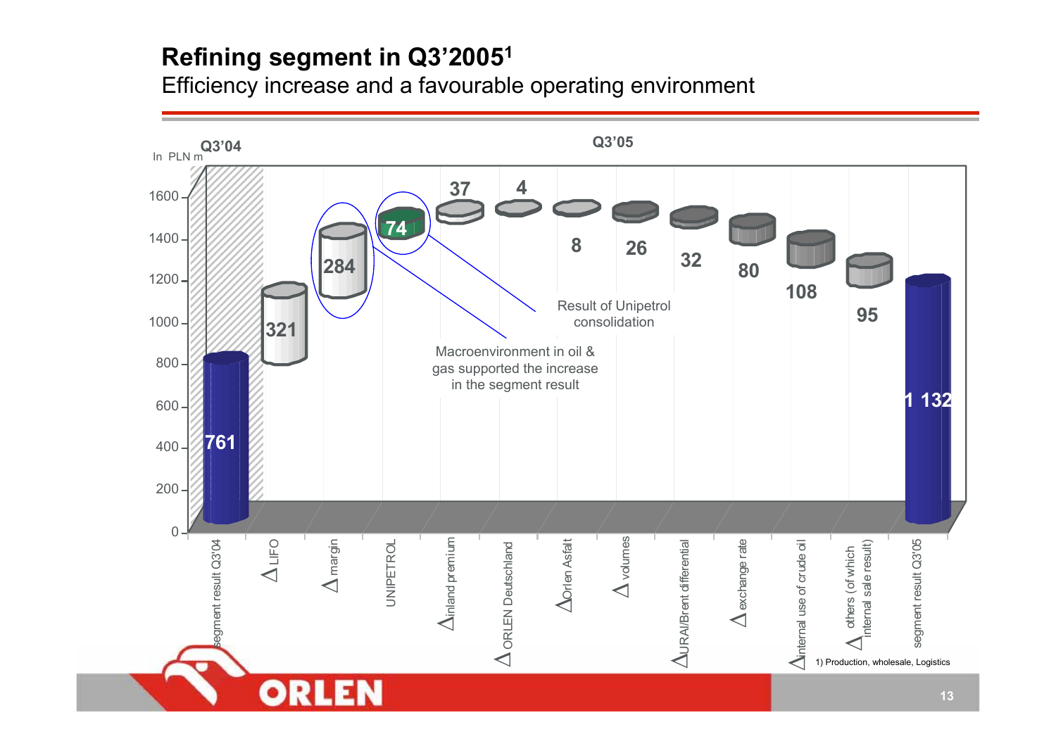# Refining segment in Q3'2005[1]

Efficiency increase and a favourable operating environment

In PLN m

| | Q3'04 | | | | | | | Q3'05 | | | | | |
|---|---|---|---|---|---|---|---|---|---|---|---|---|---|
| Item | segment result Q3'04 | Δ LIFO | Δ margin | UNIPETROL | Δ inland premium | Δ ORLEN Deutschland | Δ Orlen Asfalt | Δ volumes | Δ URAL/Brent differential | Δ exchange rate | Δ internal use of crude oil | Δ others (of which internal sale result) | segment result Q3'05 |
| Value | 761 | 321 | 284 | 74 | 37 | 4 | 8 | 26 | 32 | 80 | 108 | 95 | 1 132 |

Macroenvironment in oil & gas supported the increase in the segment result

Result of Unipetrol consolidation

1) Production, wholesale, Logistics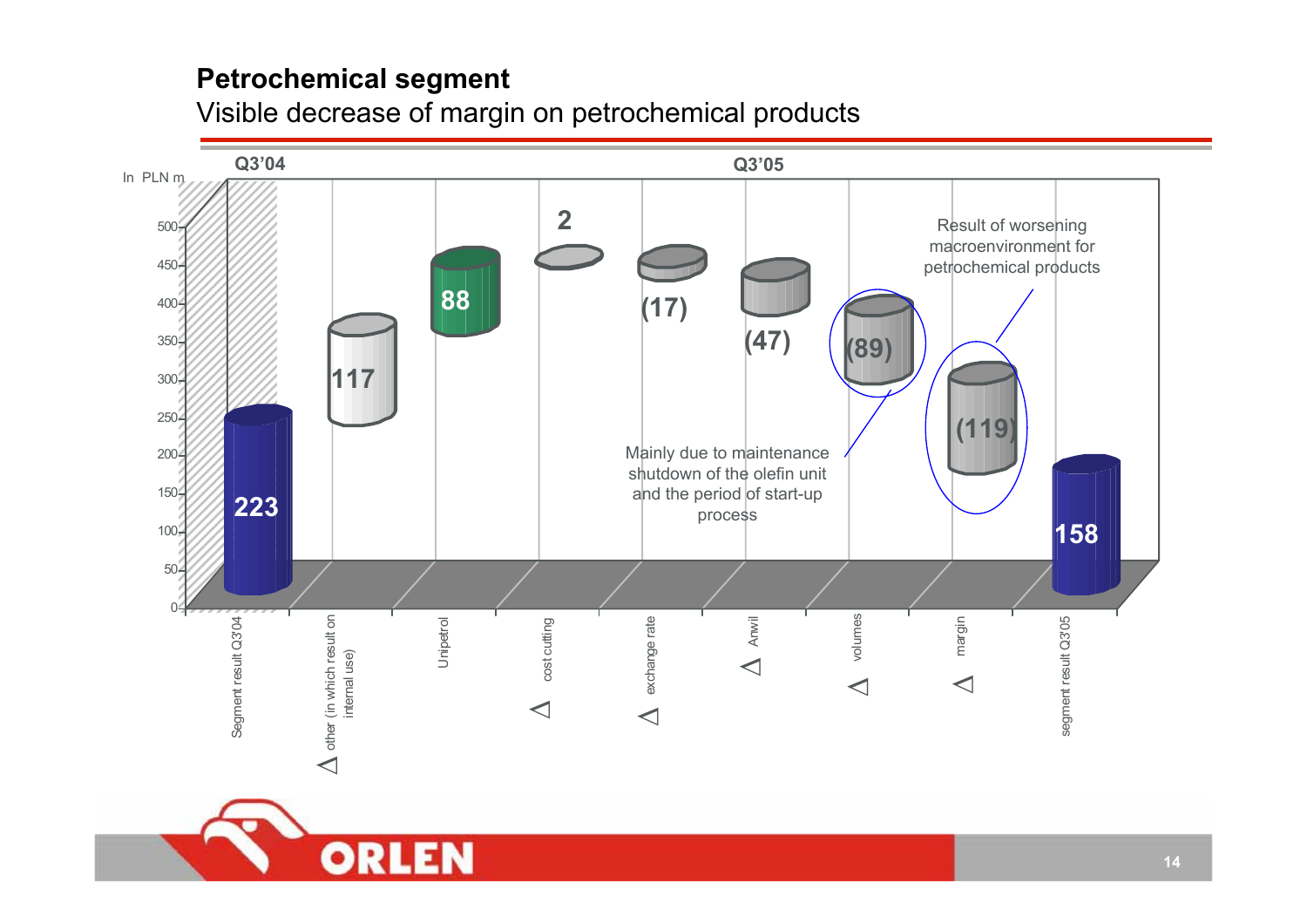## Petrochemical segment

Visible decrease of margin on petrochemical products

In PLN m

| | Value |
|---|---|
| Segment result Q3'04 | 223 |
| Δ other (in which result on internal use) | 117 |
| Unipetrol | 88 |
| Δ cost cutting | 2 |
| Δ exchange rate | (17) |
| Δ Anwil | (47) |
| Δ volumes | (89) |
| Δ margin | (119) |
| segment result Q3'05 | 158 |

Mainly due to maintenance shutdown of the olefin unit and the period of start-up process

Result of worsening macroenvironment for petrochemical products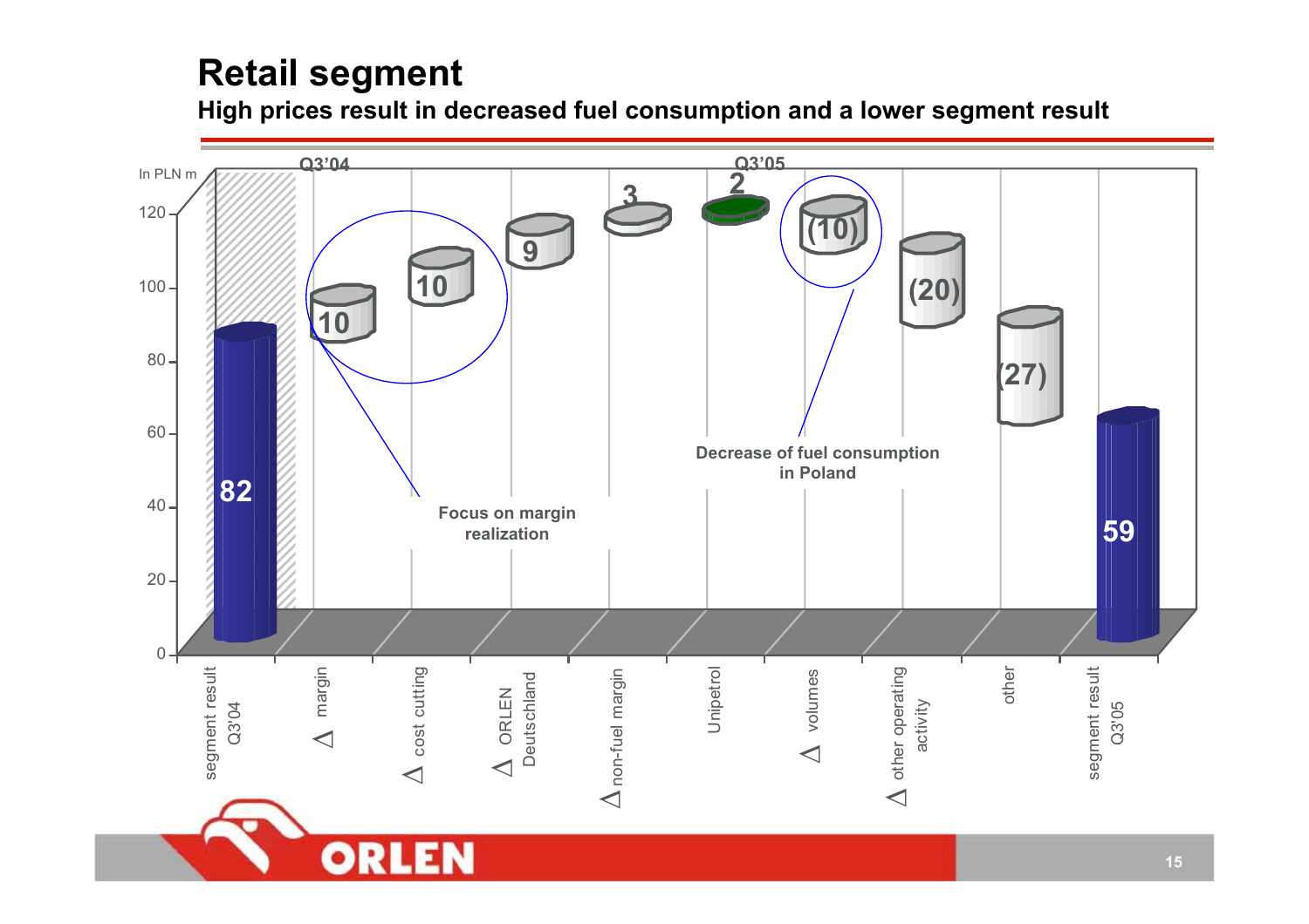# Retail segment

**High prices result in decreased fuel consumption and a lower segment result**

In PLN m

| | Value |
|---|---|
| segment result Q3'04 | 82 |
| Δ margin | 10 |
| Δ cost cutting | 10 |
| Δ ORLEN Deutschland | 9 |
| Δ non-fuel margin | 3 |
| Unipetrol | 2 |
| Δ volumes | (10) |
| Δ other operating activity | (20) |
| other | (27) |
| segment result Q3'05 | 59 |

Focus on margin realization

Decrease of fuel consumption in Poland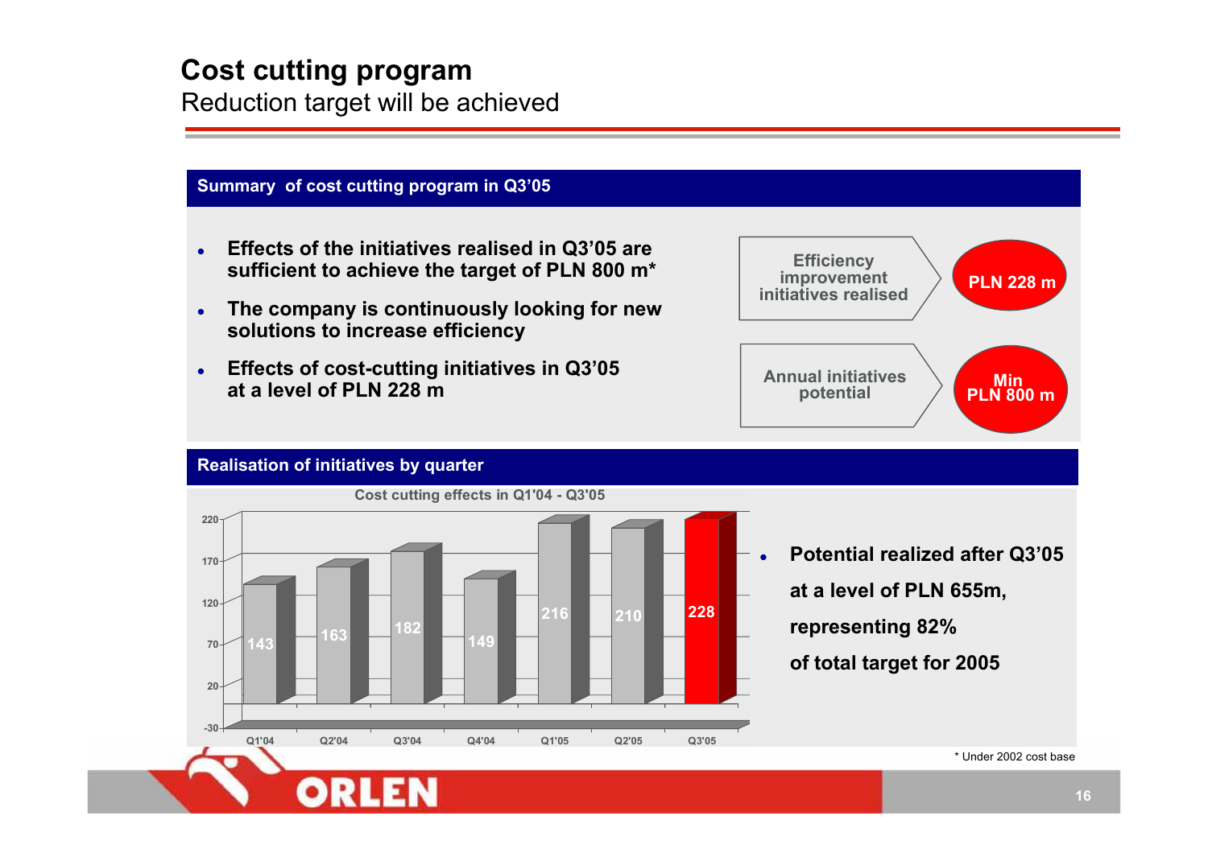# Cost cutting program

Reduction target will be achieved

## Summary of cost cutting program in Q3'05

- **Effects of the initiatives realised in Q3'05 are sufficient to achieve the target of PLN 800 m***
- **The company is continuously looking for new solutions to increase efficiency**
- **Effects of cost-cutting initiatives in Q3'05 at a level of PLN 228 m**

| | |
|---|---|
| Efficiency improvement initiatives realised | **PLN 228 m** |
| Annual initiatives potential | **Min PLN 800 m** |

## Realisation of initiatives by quarter

Cost cutting effects in Q1'04 - Q3'05

| Quarter | Q1'04 | Q2'04 | Q3'04 | Q4'04 | Q1'05 | Q2'05 | Q3'05 |
|---|---|---|---|---|---|---|---|
| Cost cutting effects | 143 | 163 | 182 | 149 | 216 | 210 | 228 |

- **Potential realized after Q3'05 at a level of PLN 655m, representing 82% of total target for 2005**

\* Under 2002 cost base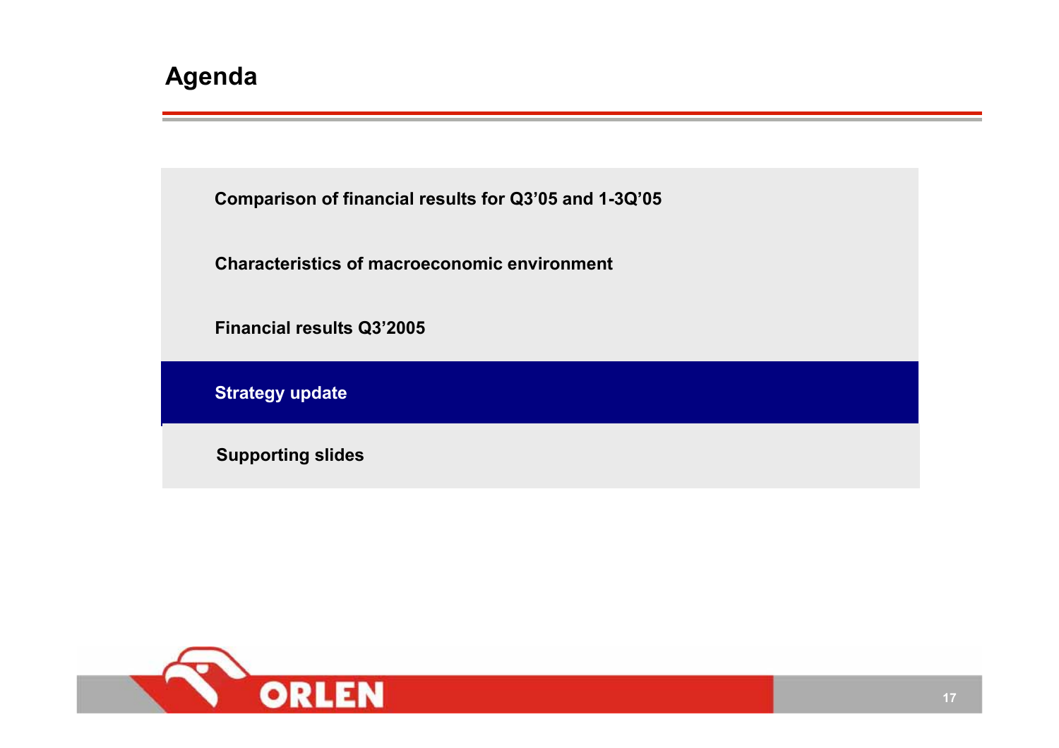# Agenda

- Comparison of financial results for Q3'05 and 1-3Q'05
- Characteristics of macroeconomic environment
- Financial results Q3'2005
- **Strategy update**
- Supporting slides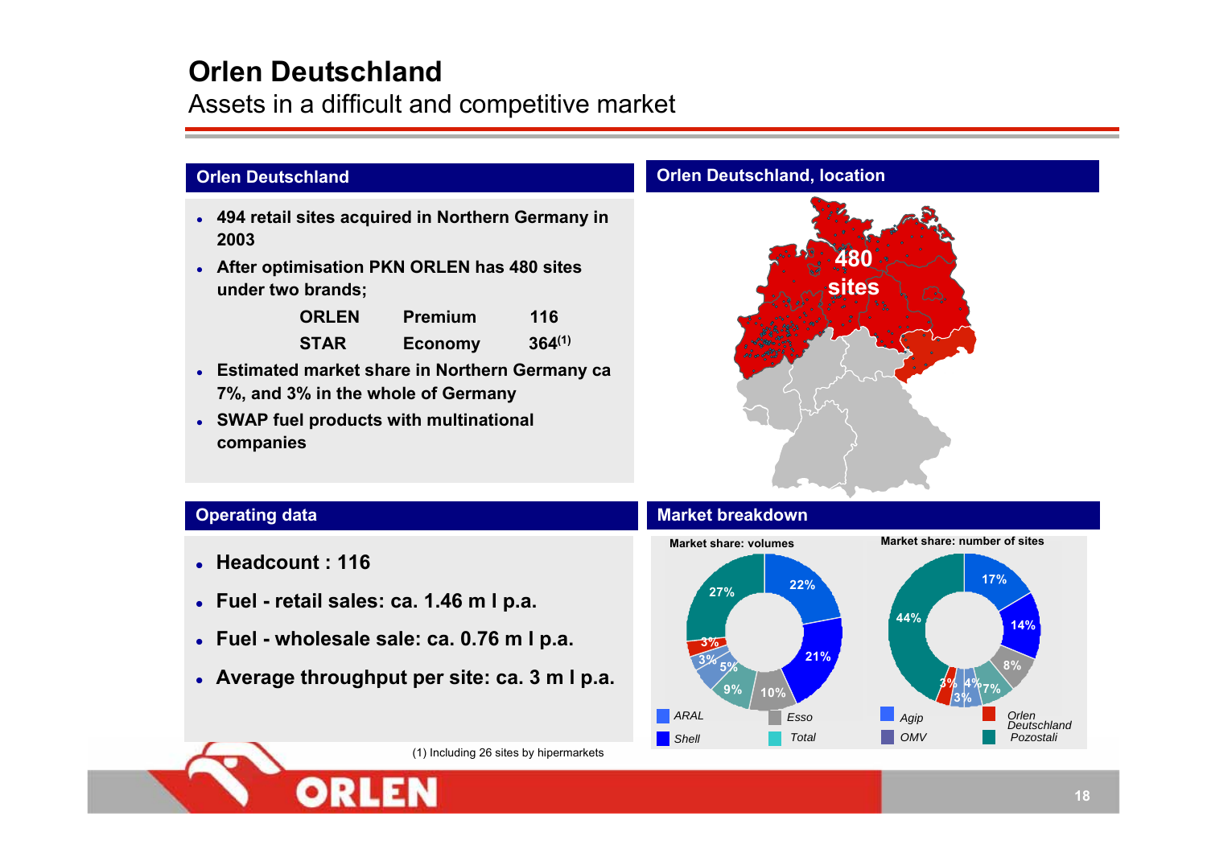# Orlen Deutschland

## Assets in a difficult and competitive market

### Orlen Deutschland

- **494 retail sites acquired in Northern Germany in 2003**
- **After optimisation PKN ORLEN has 480 sites under two brands;**

| | | |
|---|---|---|
| **ORLEN** | **Premium** | **116** |
| **STAR** | **Economy** | **364[(1)]** |

- **Estimated market share in Northern Germany ca 7%, and 3% in the whole of Germany**
- **SWAP fuel products with multinational companies**

### Orlen Deutschland, location

**480 sites**

### Operating data

- **Headcount : 116**
- **Fuel - retail sales: ca. 1.46 m l p.a.**
- **Fuel - wholesale sale: ca. 0.76 m l p.a.**
- **Average throughput per site: ca. 3 m l p.a.**

(1) Including 26 sites by hipermarkets

### Market breakdown

**Market share: volumes**

ARAL 22%, Shell 21%, Esso 10%, Total 9%, 5%, 3%, 3%, 27%

**Market share: number of sites**

Agip 17%, 14%, 8%, 7%, 4%, 3%, 3%, 44%

Legend: ARAL, Esso, Shell, Total, Agip, Orlen Deutschland, OMV, Pozostali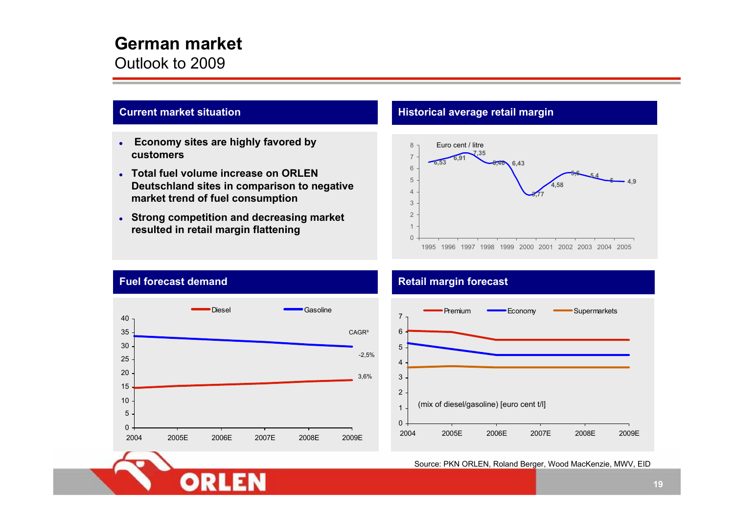# German market

Outlook to 2009

## Current market situation

- **Economy sites are highly favored by customers**
- **Total fuel volume increase on ORLEN Deutschland sites in comparison to negative market trend of fuel consumption**
- **Strong competition and decreasing market resulted in retail margin flattening**

## Historical average retail margin

Euro cent / litre

| 1995 | 1996 | 1997 | 1998 | 1999 | 2000 | 2001 | 2002 | 2003 | 2004 | 2005 |
|---|---|---|---|---|---|---|---|---|---|---|
| 6,53 | 6,91 | 7,35 | 6,46 | 6,43 | 3,77 | 4,58 | 5,6 | 5,4 | 5 | 4,9 |

## Fuel forecast demand

Diesel, Gasoline

CAGR[3]

- Gasoline: -2,5%
- Diesel: 3,6%

## Retail margin forecast

Premium, Economy, Supermarkets

(mix of diesel/gasoline) [euro cent t/l]

Source: PKN ORLEN, Roland Berger, Wood MacKenzie, MWV, EID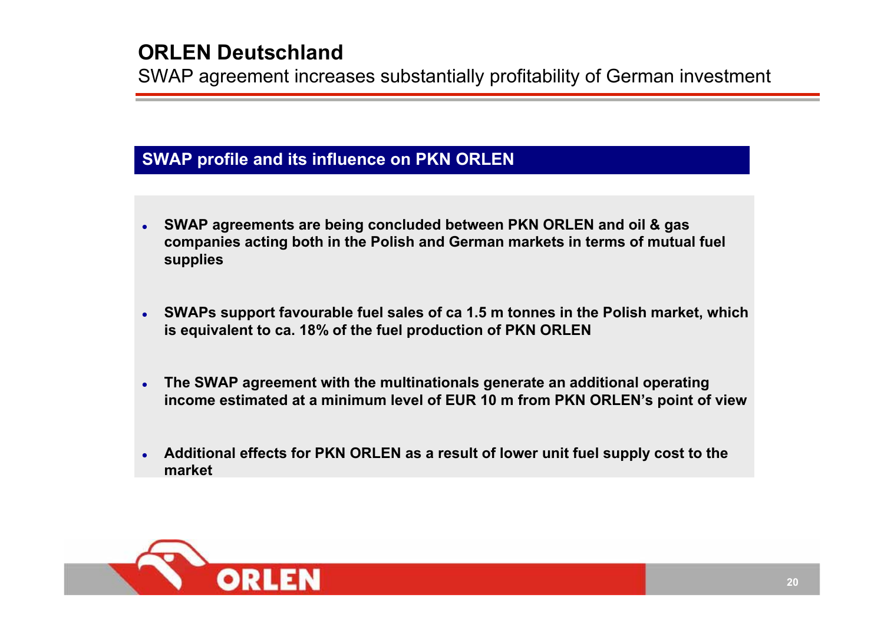# ORLEN Deutschland

SWAP agreement increases substantially profitability of German investment

## SWAP profile and its influence on PKN ORLEN

- **SWAP agreements are being concluded between PKN ORLEN and oil & gas companies acting both in the Polish and German markets in terms of mutual fuel supplies**
- **SWAPs support favourable fuel sales of ca 1.5 m tonnes in the Polish market, which is equivalent to ca. 18% of the fuel production of PKN ORLEN**
- **The SWAP agreement with the multinationals generate an additional operating income estimated at a minimum level of EUR 10 m from PKN ORLEN's point of view**
- **Additional effects for PKN ORLEN as a result of lower unit fuel supply cost to the market**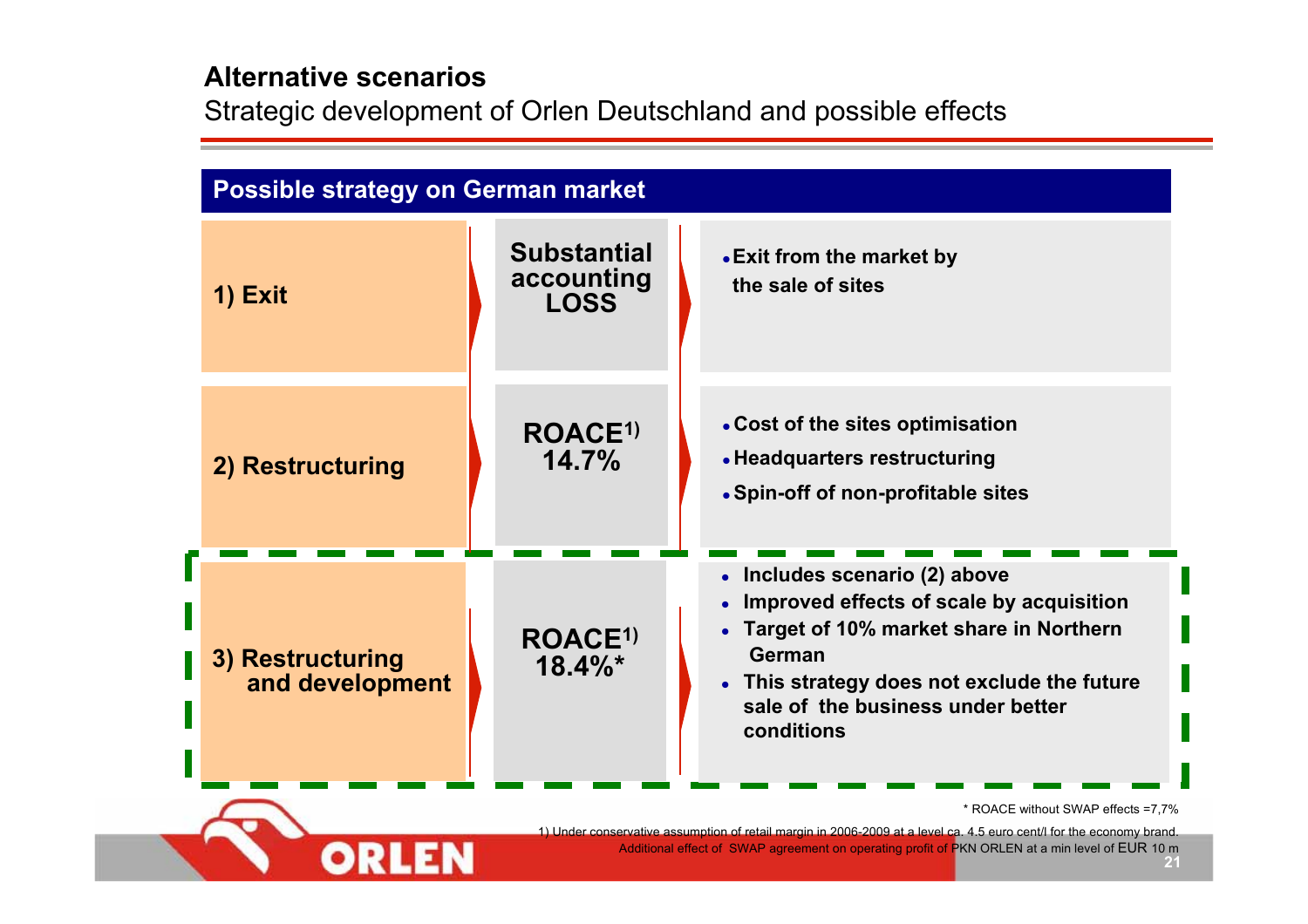## Alternative scenarios

Strategic development of Orlen Deutschland and possible effects

**Possible strategy on German market**

| Strategy | Effect | Description |
|---|---|---|
| **1) Exit** | **Substantial accounting LOSS** | • Exit from the market by the sale of sites |
| **2) Restructuring** | **ROACE[1) ] 14.7%** | • Cost of the sites optimisation<br>• Headquarters restructuring<br>• Spin-off of non-profitable sites |
| **3) Restructuring and development** | **ROACE[1) ] 18.4%*** | • Includes scenario (2) above<br>• Improved effects of scale by acquisition<br>• Target of 10% market share in Northern German<br>• This strategy does not exclude the future sale of the business under better conditions |

\* ROACE without SWAP effects =7,7%

1) Under conservative assumption of retail margin in 2006-2009 at a level ca. 4.5 euro cent/l for the economy brand. Additional effect of SWAP agreement on operating profit of PKN ORLEN at a min level of EUR 10 m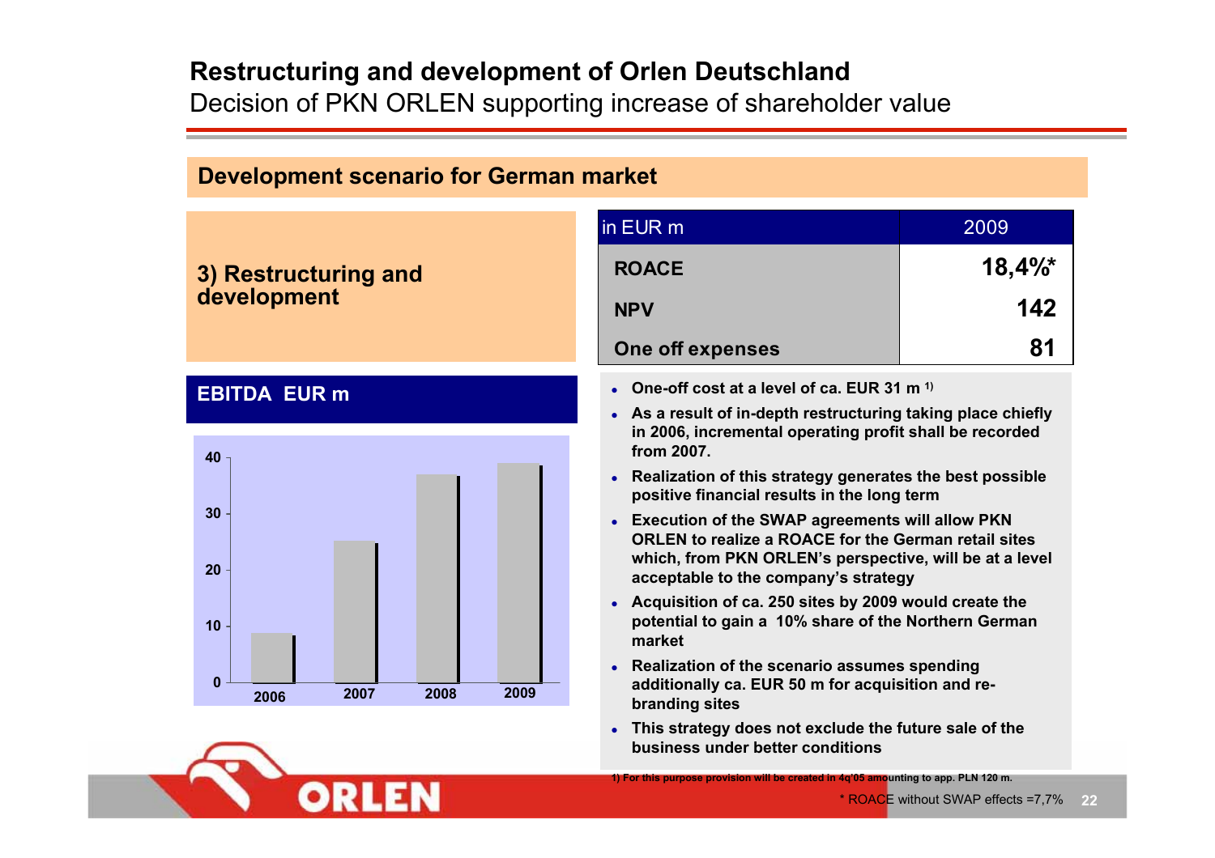# Restructuring and development of Orlen Deutschland

Decision of PKN ORLEN supporting increase of shareholder value

## Development scenario for German market

### 3) Restructuring and development

| in EUR m | 2009 |
|---|---|
| ROACE | 18,4%* |
| NPV | 142 |
| One off expenses | 81 |

### EBITDA EUR m

| Year | EBITDA (approx.) |
|---|---|
| 2006 | 9 |
| 2007 | 25 |
| 2008 | 37 |
| 2009 | 39 |

- One-off cost at a level of ca. EUR 31 m [1]
- As a result of in-depth restructuring taking place chiefly in 2006, incremental operating profit shall be recorded from 2007.
- Realization of this strategy generates the best possible positive financial results in the long term
- Execution of the SWAP agreements will allow PKN ORLEN to realize a ROACE for the German retail sites which, from PKN ORLEN's perspective, will be at a level acceptable to the company's strategy
- Acquisition of ca. 250 sites by 2009 would create the potential to gain a 10% share of the Northern German market
- Realization of the scenario assumes spending additionally ca. EUR 50 m for acquisition and re-branding sites
- This strategy does not exclude the future sale of the business under better conditions

1) For this purpose provision will be created in 4q'05 amounting to app. PLN 120 m.

\* ROACE without SWAP effects =7,7%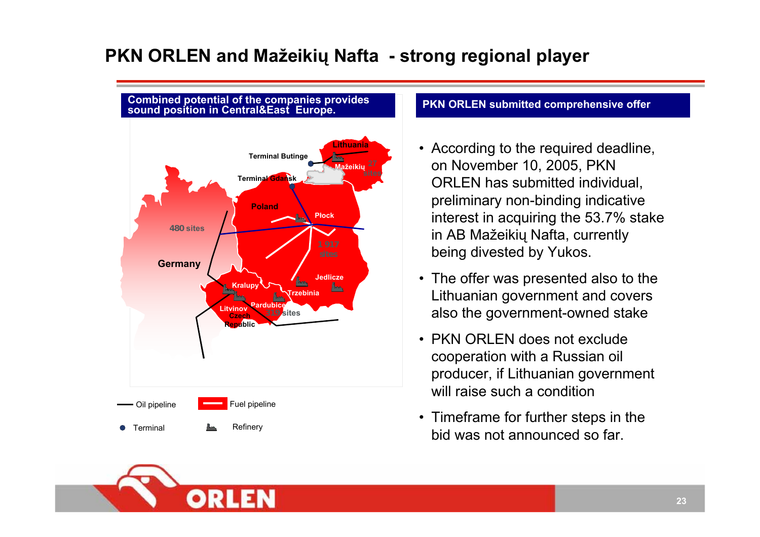# PKN ORLEN and Mažeikių Nafta - strong regional player

## Combined potential of the companies provides sound position in Central&East Europe.

Lithuania

Terminal Butinge

Mažeikių 27 sites

Terminal Gdańsk

Poland

Płock

480 sites

1 917 sites

Germany

Jedlicze

Kralupy

Trzebinia

Litvinov

Pardubice

Czech Republic

319 sites

Oil pipeline

Fuel pipeline

Terminal

Refinery

## PKN ORLEN submitted comprehensive offer

- According to the required deadline, on November 10, 2005, PKN ORLEN has submitted individual, preliminary non-binding indicative interest in acquiring the 53.7% stake in AB Mažeikių Nafta, currently being divested by Yukos.
- The offer was presented also to the Lithuanian government and covers also the government-owned stake
- PKN ORLEN does not exclude cooperation with a Russian oil producer, if Lithuanian government will raise such a condition
- Timeframe for further steps in the bid was not announced so far.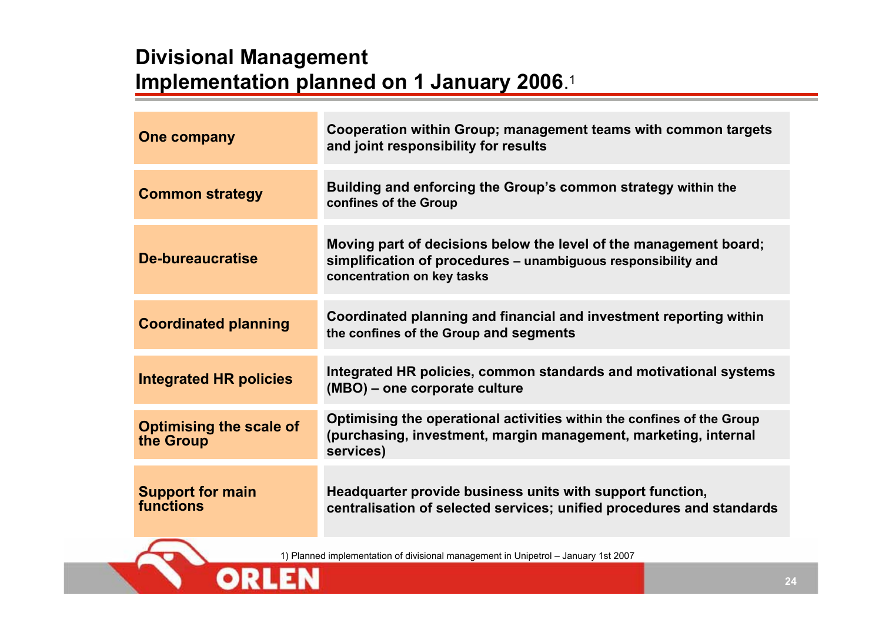# Divisional Management
## Implementation planned on 1 January 2006.[1]

| | |
|---|---|
| **One company** | **Cooperation within Group; management teams with common targets and joint responsibility for results** |
| **Common strategy** | **Building and enforcing the Group's common strategy within the confines of the Group** |
| **De-bureaucratise** | **Moving part of decisions below the level of the management board; simplification of procedures – unambiguous responsibility and concentration on key tasks** |
| **Coordinated planning** | **Coordinated planning and financial and investment reporting within the confines of the Group and segments** |
| **Integrated HR policies** | **Integrated HR policies, common standards and motivational systems (MBO) – one corporate culture** |
| **Optimising the scale of the Group** | **Optimising the operational activities within the confines of the Group (purchasing, investment, margin management, marketing, internal services)** |
| **Support for main functions** | **Headquarter provide business units with support function, centralisation of selected services; unified procedures and standards** |

1) Planned implementation of divisional management in Unipetrol – January 1st 2007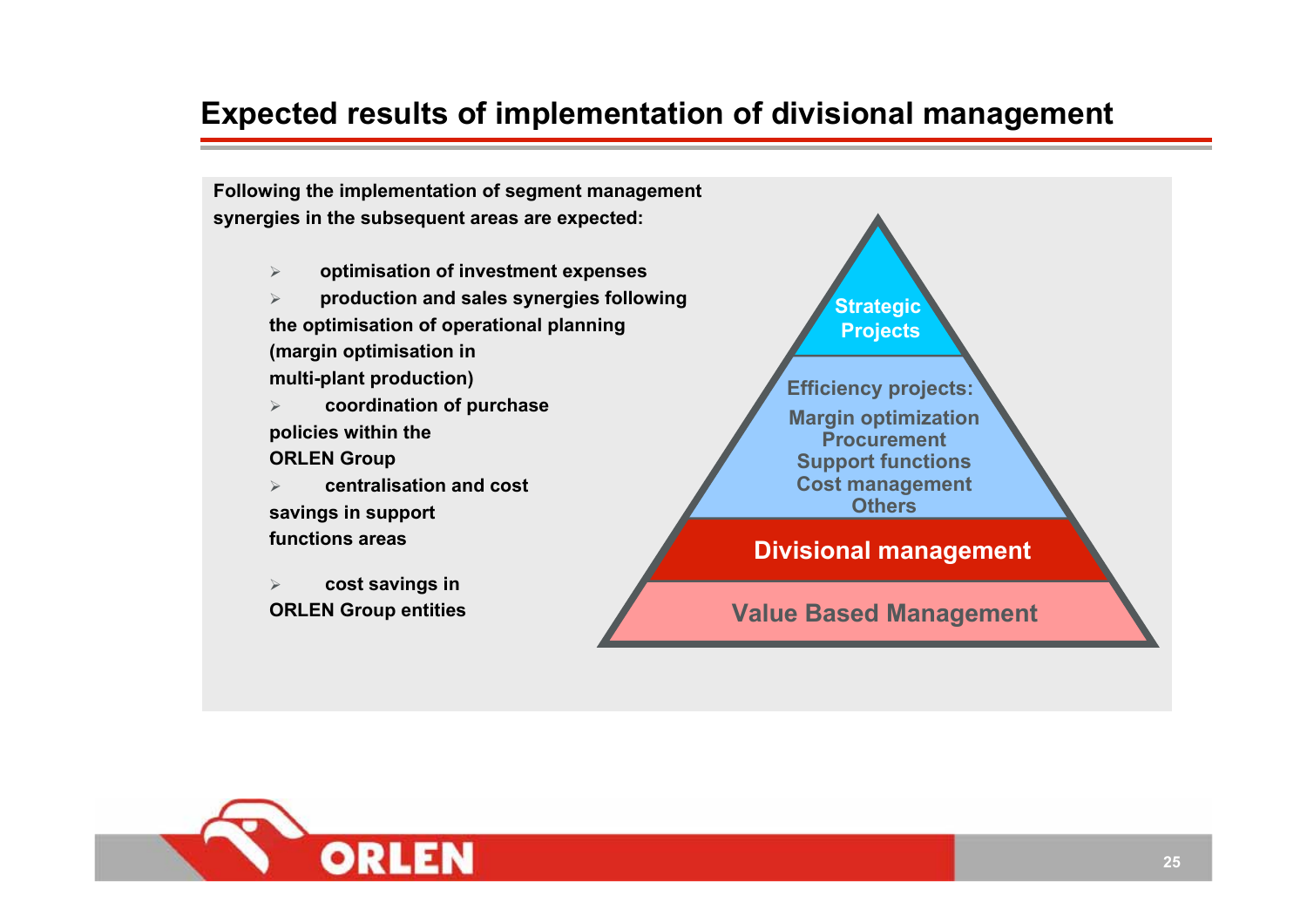# Expected results of implementation of divisional management

**Following the implementation of segment management synergies in the subsequent areas are expected:**

- **optimisation of investment expenses**
- **production and sales synergies following the optimisation of operational planning (margin optimisation in multi-plant production)**
- **coordination of purchase policies within the ORLEN Group**
- **centralisation and cost savings in support functions areas**
- **cost savings in ORLEN Group entities**

**Strategic Projects**

**Efficiency projects:**

**Margin optimization**
**Procurement**
**Support functions**
**Cost management**
**Others**

**Divisional management**

**Value Based Management**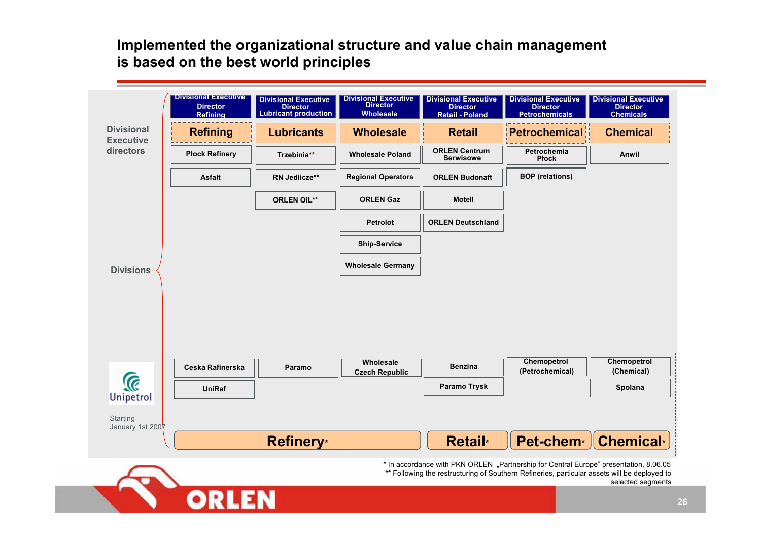# Implemented the organizational structure and value chain management is based on the best world principles

**Divisional Executive directors**

| Divisional Executive Director Refining | Divisional Executive Director Lubricant production | Divisional Executive Director Wholesale | Divisional Executive Director Retail - Poland | Divisional Executive Director Petrochemicals | Divisional Executive Director Chemicals |
|---|---|---|---|---|---|
| **Refining** | **Lubricants** | **Wholesale** | **Retail** | **Petrochemical** | **Chemical** |

**Divisions**

| Refining | Lubricants | Wholesale | Retail | Petrochemical | Chemical |
|---|---|---|---|---|---|
| Płock Refinery | Trzebinia** | Wholesale Poland | ORLEN Centrum Serwisowe | Petrochemia Płock | Anwil |
| Asfalt | RN Jedlicze** | Regional Operators | ORLEN Budonaft | BOP (relations) | |
| | ORLEN OIL** | ORLEN Gaz | Motell | | |
| | | Petrolot | ORLEN Deutschland | | |
| | | Ship-Service | | | |
| | | Wholesale Germany | | | |

**Unipetrol** – Starting January 1st 2007

| Refinery* | | | Retail* | Pet-chem* | Chemical* |
|---|---|---|---|---|---|
| Ceska Rafinerska | Paramo | Wholesale Czech Republic | Benzina | Chemopetrol (Petrochemical) | Chemopetrol (Chemical) |
| UniRaf | | | Paramo Trysk | | Spolana |

\* In accordance with PKN ORLEN „Partnership for Central Europe" presentation, 8.06.05

** Following the restructuring of Southern Refineries, particular assets will be deployed to selected segments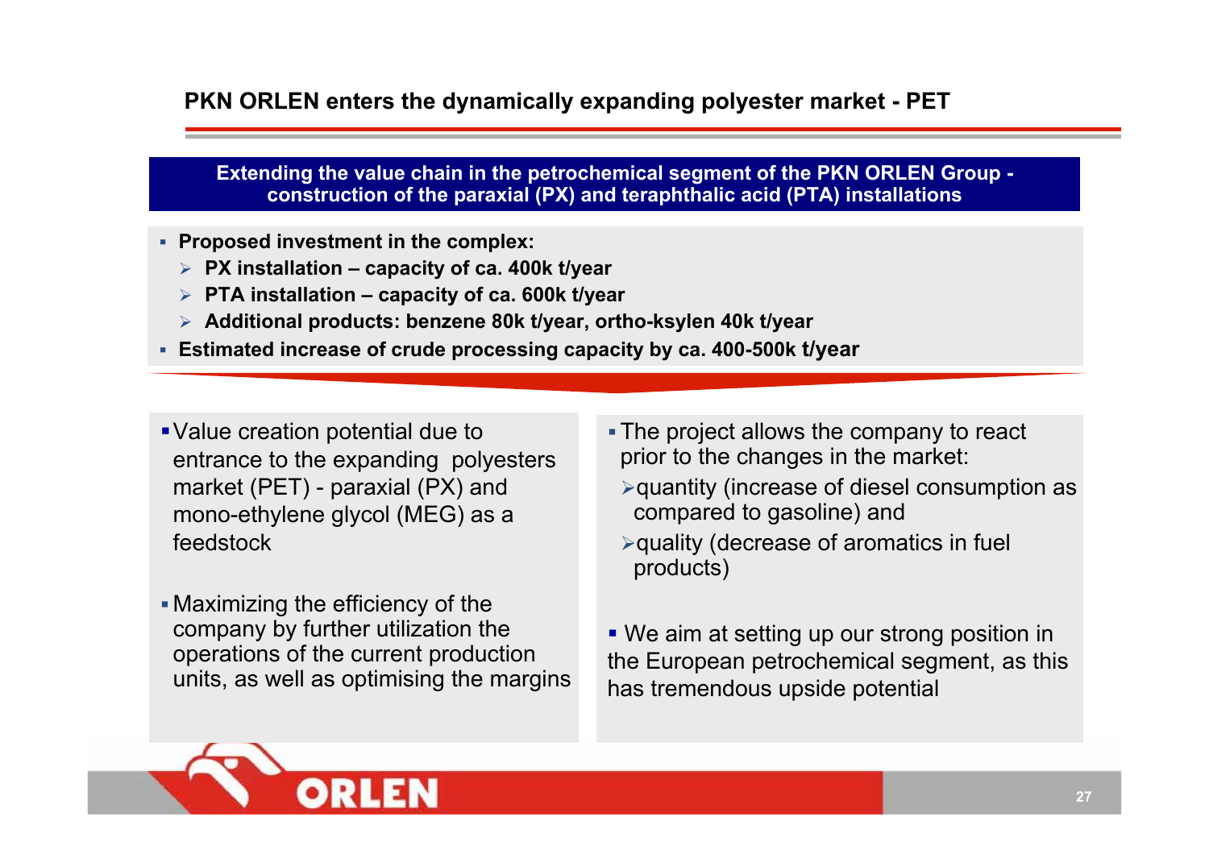# PKN ORLEN enters the dynamically expanding polyester market - PET

**Extending the value chain in the petrochemical segment of the PKN ORLEN Group - construction of the paraxial (PX) and teraphthalic acid (PTA) installations**

- **Proposed investment in the complex:**
  - **PX installation – capacity of ca. 400k t/year**
  - **PTA installation – capacity of ca. 600k t/year**
  - **Additional products: benzene 80k t/year, ortho-ksylen 40k t/year**
- **Estimated increase of crude processing capacity by ca. 400-500k t/year**

- Value creation potential due to entrance to the expanding polyesters market (PET) - paraxial (PX) and mono-ethylene glycol (MEG) as a feedstock
- Maximizing the efficiency of the company by further utilization the operations of the current production units, as well as optimising the margins

- The project allows the company to react prior to the changes in the market:
  - quantity (increase of diesel consumption as compared to gasoline) and
  - quality (decrease of aromatics in fuel products)
- We aim at setting up our strong position in the European petrochemical segment, as this has tremendous upside potential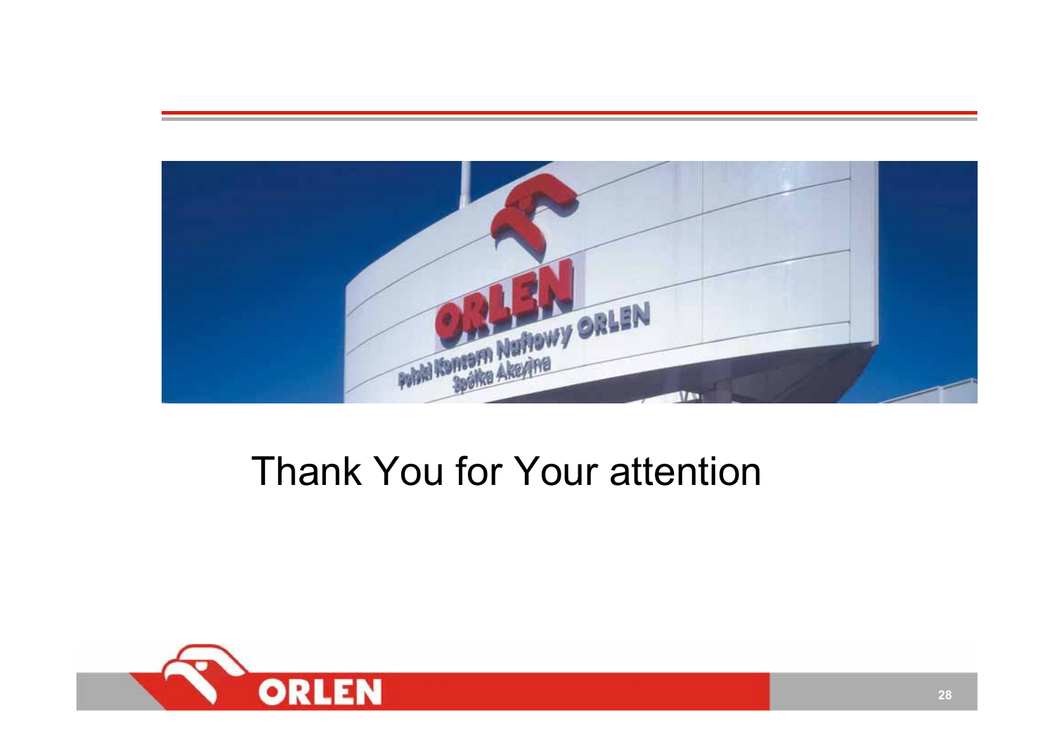Thank You for Your attention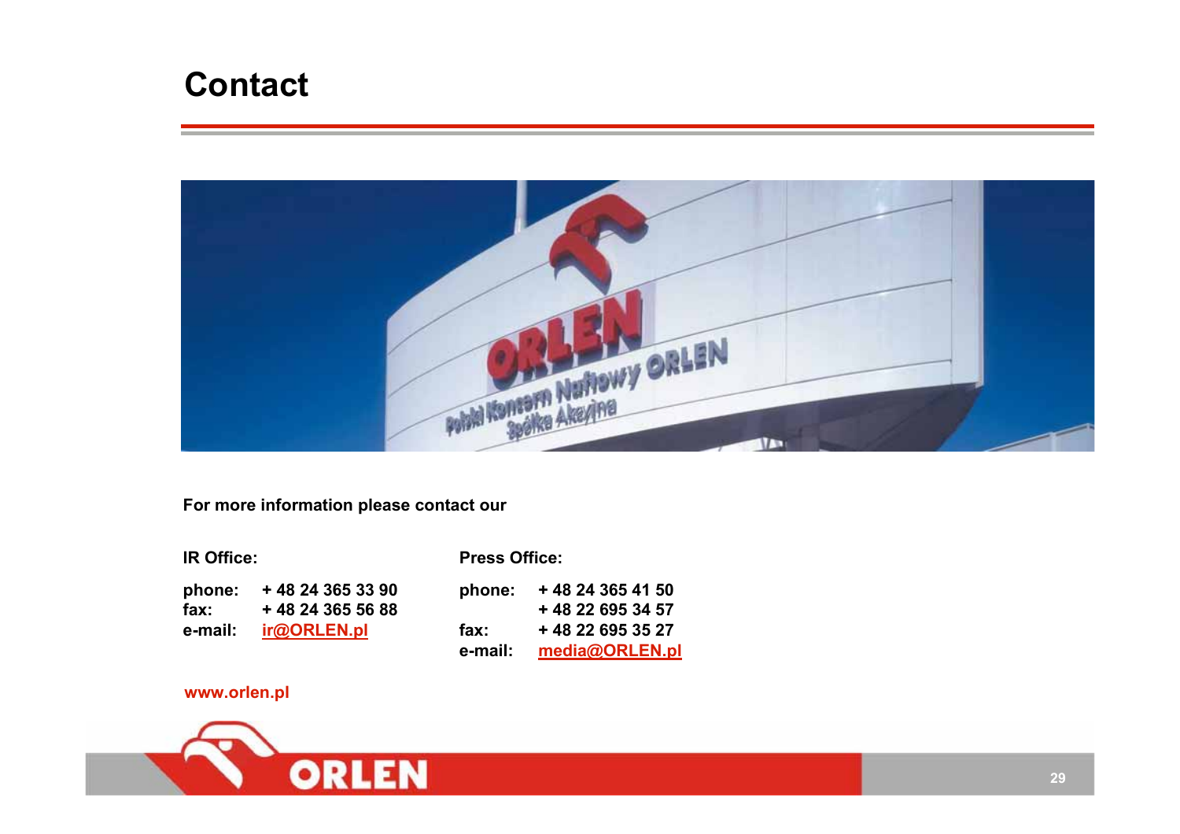# Contact

For more information please contact our

**IR Office:**

phone: + 48 24 365 33 90
fax: + 48 24 365 56 88
e-mail: ir@ORLEN.pl

**Press Office:**

phone: + 48 24 365 41 50
+ 48 22 695 34 57
fax: + 48 22 695 35 27
e-mail: media@ORLEN.pl

www.orlen.pl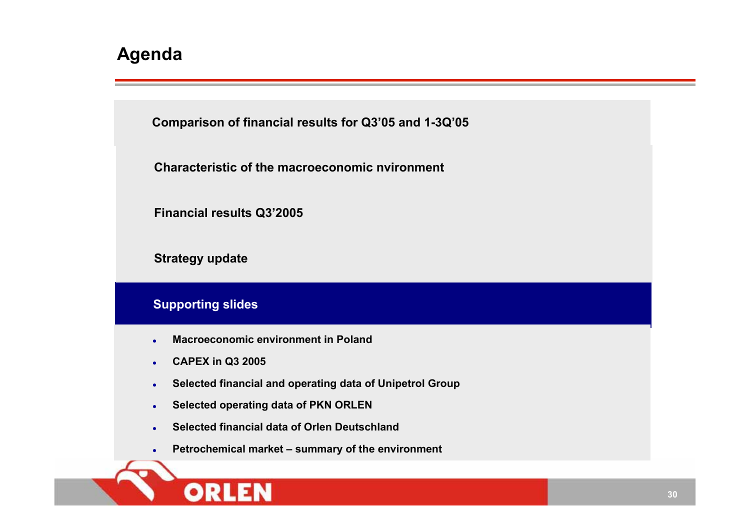# Agenda

**Comparison of financial results for Q3'05 and 1-3Q'05**

**Characteristic of the macroeconomic nvironment**

**Financial results Q3'2005**

**Strategy update**

## Supporting slides

- **Macroeconomic environment in Poland**
- **CAPEX in Q3 2005**
- **Selected financial and operating data of Unipetrol Group**
- **Selected operating data of PKN ORLEN**
- **Selected financial data of Orlen Deutschland**
- **Petrochemical market – summary of the environment**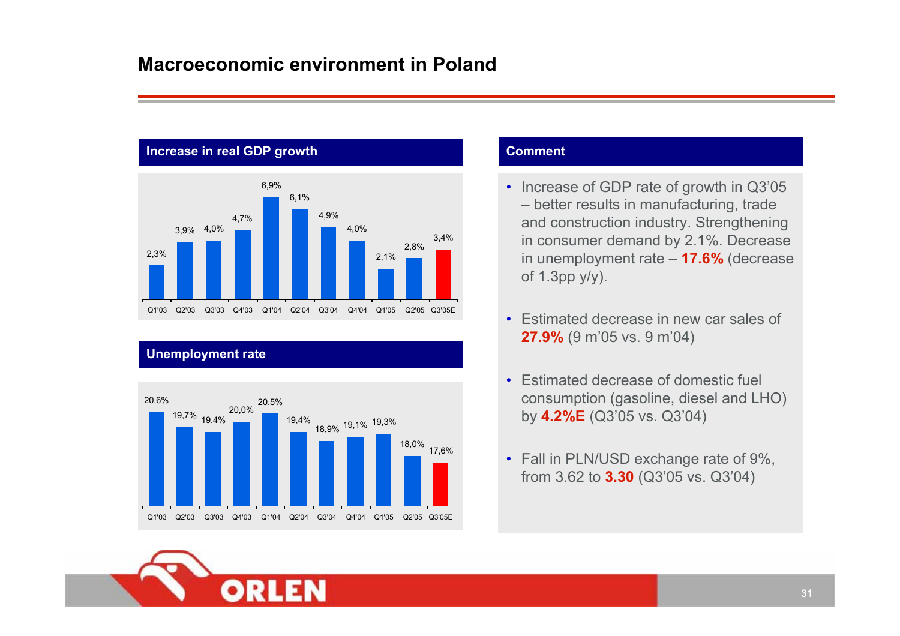# Macroeconomic environment in Poland

## Increase in real GDP growth

| Q1'03 | Q2'03 | Q3'03 | Q4'03 | Q1'04 | Q2'04 | Q3'04 | Q4'04 | Q1'05 | Q2'05 | Q3'05E |
|---|---|---|---|---|---|---|---|---|---|---|
| 2,3% | 3,9% | 4,0% | 4,7% | 6,9% | 6,1% | 4,9% | 4,0% | 2,1% | 2,8% | 3,4% |

## Unemployment rate

| Q1'03 | Q2'03 | Q3'03 | Q4'03 | Q1'04 | Q2'04 | Q3'04 | Q4'04 | Q1'05 | Q2'05 | Q3'05E |
|---|---|---|---|---|---|---|---|---|---|---|
| 20,6% | 19,7% | 19,4% | 20,0% | 20,5% | 19,4% | 18,9% | 19,1% | 19,3% | 18,0% | 17,6% |

## Comment

- Increase of GDP rate of growth in Q3'05 – better results in manufacturing, trade and construction industry. Strengthening in consumer demand by 2.1%. Decrease in unemployment rate – **17.6%** (decrease of 1.3pp y/y).
- Estimated decrease in new car sales of **27.9%** (9 m'05 vs. 9 m'04)
- Estimated decrease of domestic fuel consumption (gasoline, diesel and LHO) by **4.2%E** (Q3'05 vs. Q3'04)
- Fall in PLN/USD exchange rate of 9%, from 3.62 to **3.30** (Q3'05 vs. Q3'04)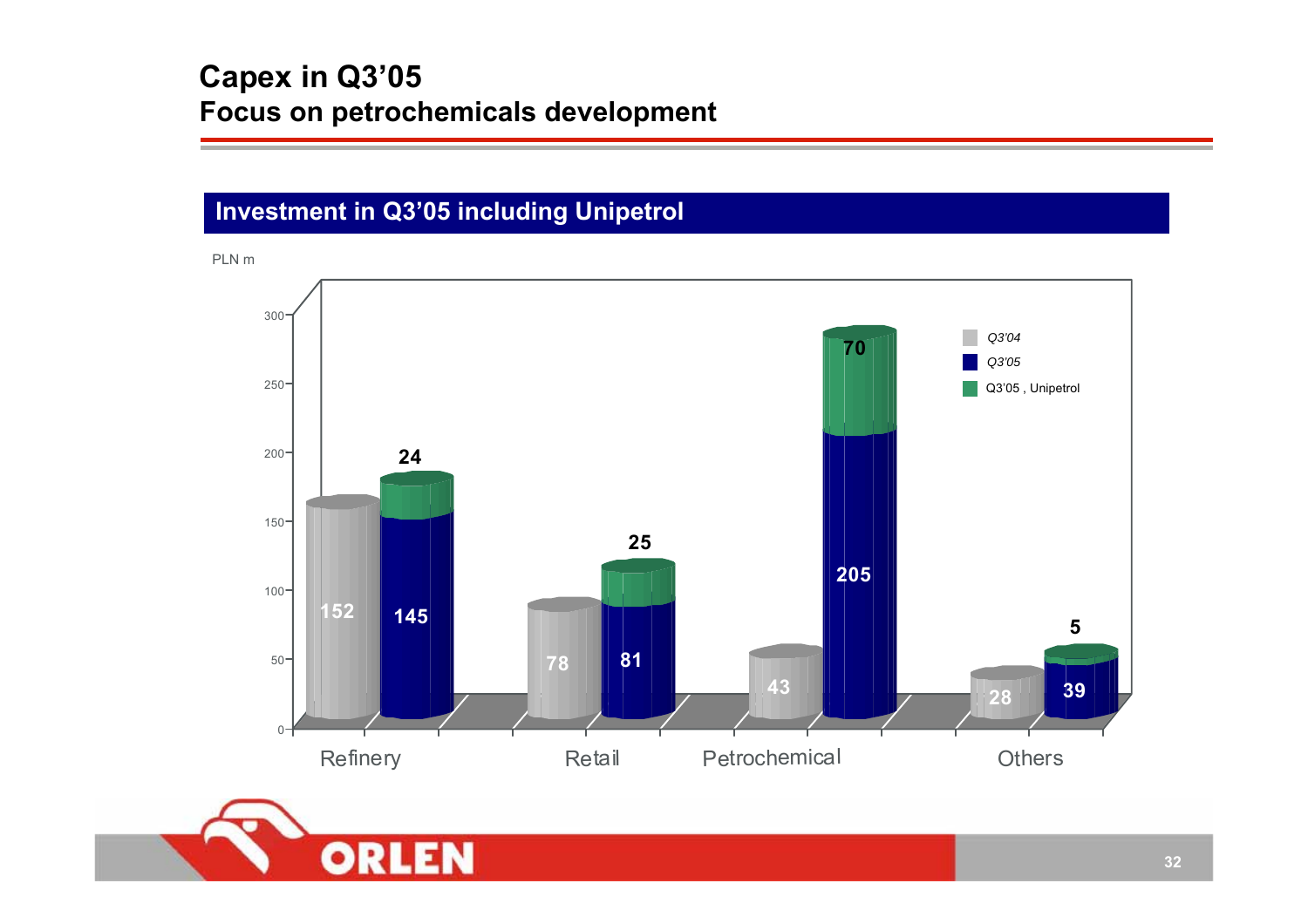# Capex in Q3'05

## Focus on petrochemicals development

### Investment in Q3'05 including Unipetrol

PLN m

| | Q3'04 | Q3'05 | Q3'05 , Unipetrol |
|---|---|---|---|
| Refinery | 152 | 145 | 24 |
| Retail | 78 | 81 | 25 |
| Petrochemical | 43 | 205 | 70 |
| Others | 28 | 39 | 5 |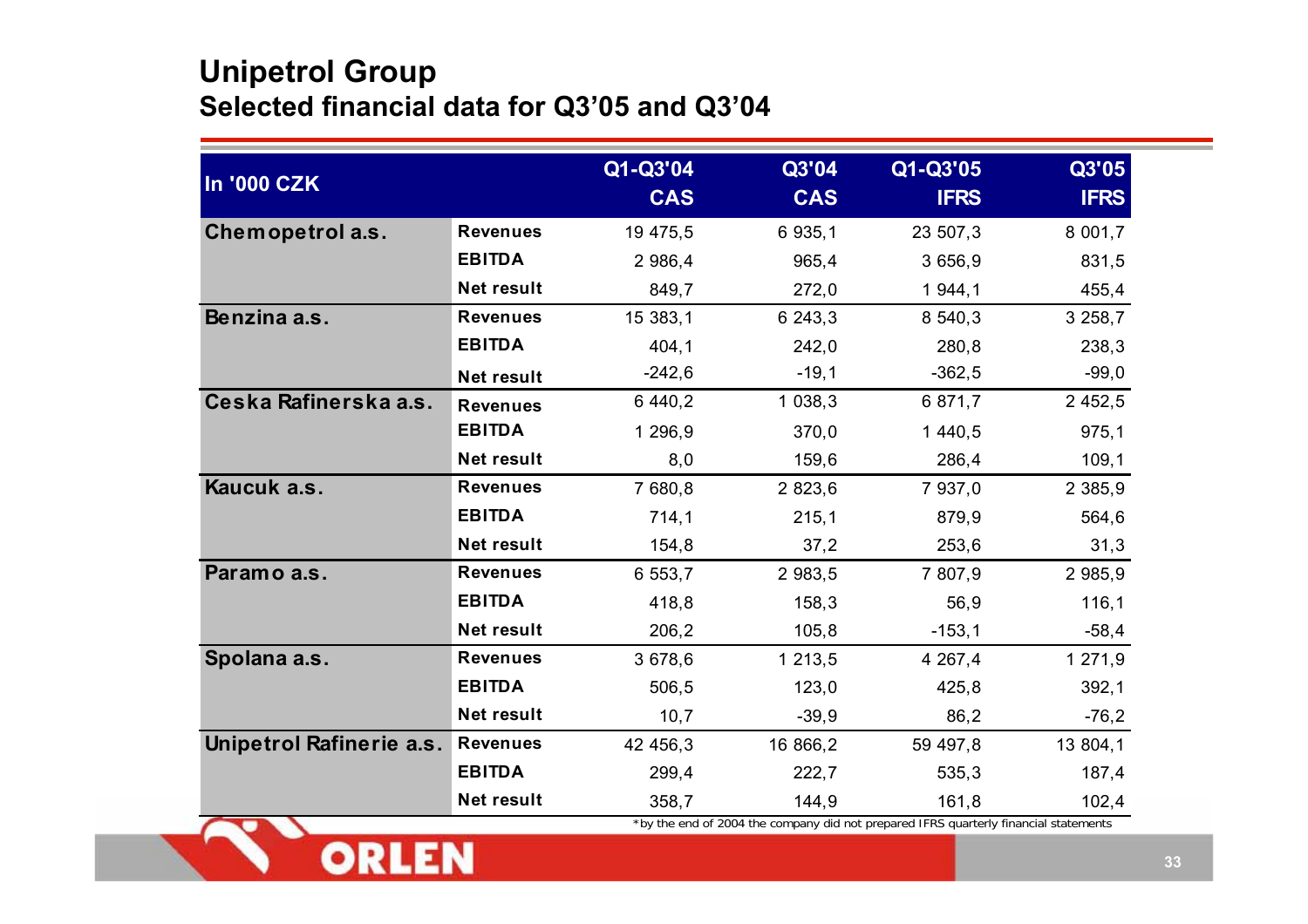# Unipetrol Group

## Selected financial data for Q3'05 and Q3'04

| In '000 CZK | | Q1-Q3'04 CAS | Q3'04 CAS | Q1-Q3'05 IFRS | Q3'05 IFRS |
|---|---|---|---|---|---|
| **Chemopetrol a.s.** | **Revenues** | 19 475,5 | 6 935,1 | 23 507,3 | 8 001,7 |
| | **EBITDA** | 2 986,4 | 965,4 | 3 656,9 | 831,5 |
| | **Net result** | 849,7 | 272,0 | 1 944,1 | 455,4 |
| **Benzina a.s.** | **Revenues** | 15 383,1 | 6 243,3 | 8 540,3 | 3 258,7 |
| | **EBITDA** | 404,1 | 242,0 | 280,8 | 238,3 |
| | **Net result** | -242,6 | -19,1 | -362,5 | -99,0 |
| **Ceska Rafinerska a.s.** | **Revenues** | 6 440,2 | 1 038,3 | 6 871,7 | 2 452,5 |
| | **EBITDA** | 1 296,9 | 370,0 | 1 440,5 | 975,1 |
| | **Net result** | 8,0 | 159,6 | 286,4 | 109,1 |
| **Kaucuk a.s.** | **Revenues** | 7 680,8 | 2 823,6 | 7 937,0 | 2 385,9 |
| | **EBITDA** | 714,1 | 215,1 | 879,9 | 564,6 |
| | **Net result** | 154,8 | 37,2 | 253,6 | 31,3 |
| **Paramo a.s.** | **Revenues** | 6 553,7 | 2 983,5 | 7 807,9 | 2 985,9 |
| | **EBITDA** | 418,8 | 158,3 | 56,9 | 116,1 |
| | **Net result** | 206,2 | 105,8 | -153,1 | -58,4 |
| **Spolana a.s.** | **Revenues** | 3 678,6 | 1 213,5 | 4 267,4 | 1 271,9 |
| | **EBITDA** | 506,5 | 123,0 | 425,8 | 392,1 |
| | **Net result** | 10,7 | -39,9 | 86,2 | -76,2 |
| **Unipetrol Rafinerie a.s.** | **Revenues** | 42 456,3 | 16 866,2 | 59 497,8 | 13 804,1 |
| | **EBITDA** | 299,4 | 222,7 | 535,3 | 187,4 |
| | **Net result** | 358,7 | 144,9 | 161,8 | 102,4 |

*by the end of 2004 the company did not prepared IFRS quarterly financial statements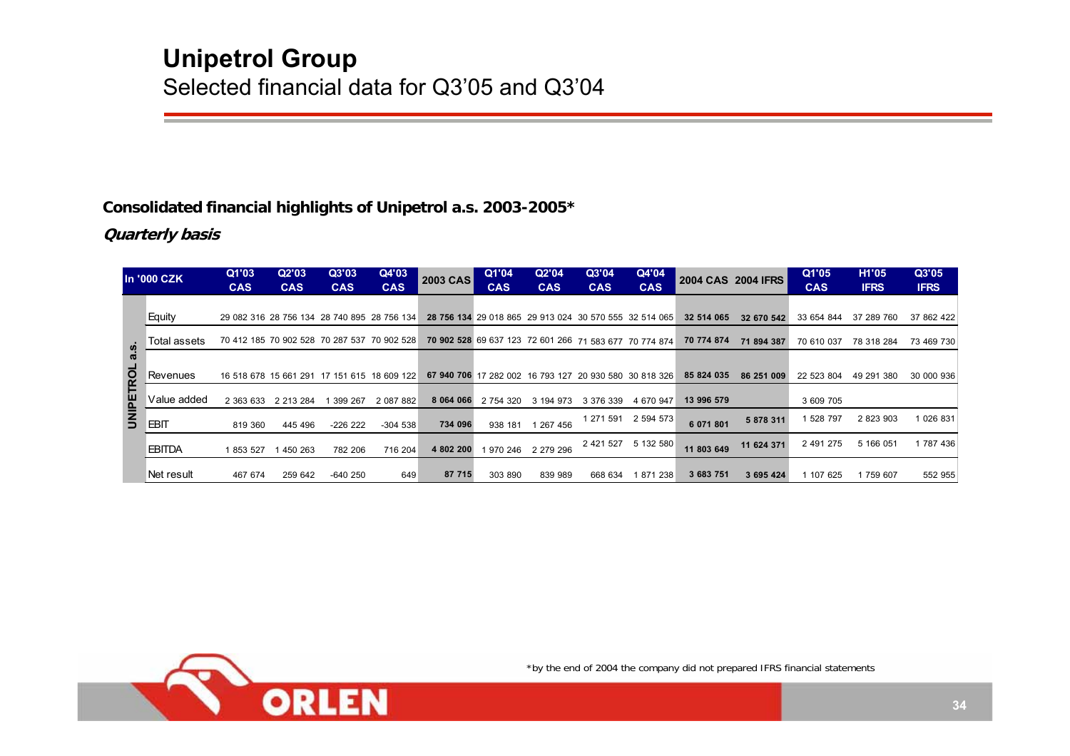# Unipetrol Group

Selected financial data for Q3'05 and Q3'04

**Consolidated financial highlights of Unipetrol a.s. 2003-2005***

***Quarterly basis***

| | In '000 CZK | Q1'03 CAS | Q2'03 CAS | Q3'03 CAS | Q4'03 CAS | 2003 CAS | Q1'04 CAS | Q2'04 CAS | Q3'04 CAS | Q4'04 CAS | 2004 CAS | 2004 IFRS | Q1'05 CAS | H1'05 IFRS | Q3'05 IFRS |
|---|---|---|---|---|---|---|---|---|---|---|---|---|---|---|---|
| UNIPETROL a.s. | Equity | 29 082 316 | 28 756 134 | 28 740 895 | 28 756 134 | **28 756 134** | 29 018 865 | 29 913 024 | 30 570 555 | 32 514 065 | **32 514 065** | **32 670 542** | 33 654 844 | 37 289 760 | 37 862 422 |
| | Total assets | 70 412 185 | 70 902 528 | 70 287 537 | 70 902 528 | **70 902 528** | 69 637 123 | 72 601 266 | 71 583 677 | 70 774 874 | **70 774 874** | **71 894 387** | 70 610 037 | 78 318 284 | 73 469 730 |
| | Revenues | 16 518 678 | 15 661 291 | 17 151 615 | 18 609 122 | **67 940 706** | 17 282 002 | 16 793 127 | 20 930 580 | 30 818 326 | **85 824 035** | **86 251 009** | 22 523 804 | 49 291 380 | 30 000 936 |
| | Value added | 2 363 633 | 2 213 284 | 1 399 267 | 2 087 882 | **8 064 066** | 2 754 320 | 3 194 973 | 3 376 339 | 4 670 947 | **13 996 579** | | 3 609 705 | | |
| | EBIT | 819 360 | 445 496 | -226 222 | -304 538 | **734 096** | 938 181 | 1 267 456 | 1 271 591 | 2 594 573 | **6 071 801** | **5 878 311** | 1 528 797 | 2 823 903 | 1 026 831 |
| | EBITDA | 1 853 527 | 1 450 263 | 782 206 | 716 204 | **4 802 200** | 1 970 246 | 2 279 296 | 2 421 527 | 5 132 580 | **11 803 649** | **11 624 371** | 2 491 275 | 5 166 051 | 1 787 436 |
| | Net result | 467 674 | 259 642 | -640 250 | 649 | **87 715** | 303 890 | 839 989 | 668 634 | 1 871 238 | **3 683 751** | **3 695 424** | 1 107 625 | 1 759 607 | 552 955 |

*by the end of 2004 the company did not prepared IFRS financial statements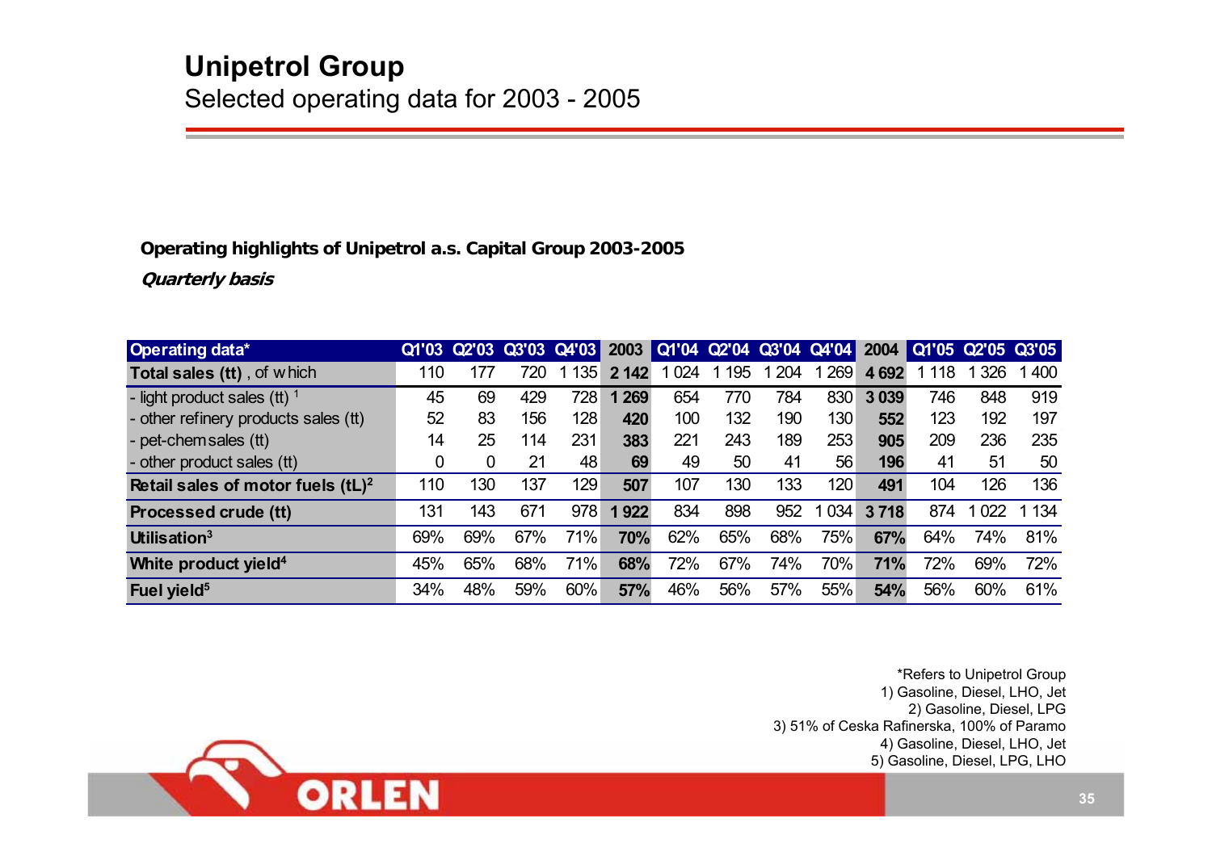# Unipetrol Group

## Selected operating data for 2003 - 2005

**Operating highlights of Unipetrol a.s. Capital Group 2003-2005**

***Quarterly basis***

| Operating data* | Q1'03 | Q2'03 | Q3'03 | Q4'03 | 2003 | Q1'04 | Q2'04 | Q3'04 | Q4'04 | 2004 | Q1'05 | Q2'05 | Q3'05 |
|---|---|---|---|---|---|---|---|---|---|---|---|---|---|
| **Total sales (tt)** , of which | 110 | 177 | 720 | 1 135 | **2 142** | 1 024 | 1 195 | 1 204 | 1 269 | **4 692** | 1 118 | 1 326 | 1 400 |
| - light product sales (tt) [1] | 45 | 69 | 429 | 728 | **1 269** | 654 | 770 | 784 | 830 | **3 039** | 746 | 848 | 919 |
| - other refinery products sales (tt) | 52 | 83 | 156 | 128 | **420** | 100 | 132 | 190 | 130 | **552** | 123 | 192 | 197 |
| - pet-chem sales (tt) | 14 | 25 | 114 | 231 | **383** | 221 | 243 | 189 | 253 | **905** | 209 | 236 | 235 |
| - other product sales (tt) | 0 | 0 | 21 | 48 | **69** | 49 | 50 | 41 | 56 | **196** | 41 | 51 | 50 |
| **Retail sales of motor fuels (tL)[2]** | 110 | 130 | 137 | 129 | **507** | 107 | 130 | 133 | 120 | **491** | 104 | 126 | 136 |
| **Processed crude (tt)** | 131 | 143 | 671 | 978 | **1 922** | 834 | 898 | 952 | 1 034 | **3 718** | 874 | 1 022 | 1 134 |
| **Utilisation[3]** | 69% | 69% | 67% | 71% | **70%** | 62% | 65% | 68% | 75% | **67%** | 64% | 74% | 81% |
| **White product yield[4]** | 45% | 65% | 68% | 71% | **68%** | 72% | 67% | 74% | 70% | **71%** | 72% | 69% | 72% |
| **Fuel yield[5]** | 34% | 48% | 59% | 60% | **57%** | 46% | 56% | 57% | 55% | **54%** | 56% | 60% | 61% |

*Refers to Unipetrol Group
1) Gasoline, Diesel, LHO, Jet
2) Gasoline, Diesel, LPG
3) 51% of Ceska Rafinerska, 100% of Paramo
4) Gasoline, Diesel, LHO, Jet
5) Gasoline, Diesel, LPG, LHO

ORLEN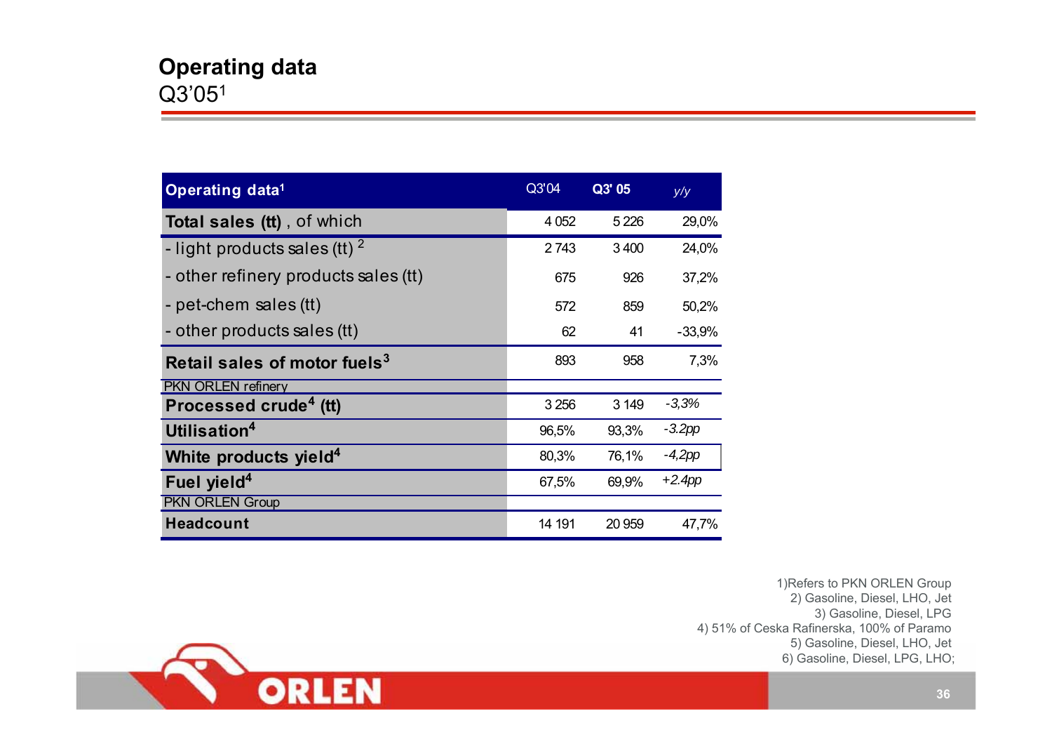# Operating data

Q3'05[1]

| Operating data[1] | Q3'04 | Q3' 05 | y/y |
|---|---|---|---|
| **Total sales (tt)** , of which | 4 052 | 5 226 | 29,0% |
| - light products sales (tt) [2] | 2 743 | 3 400 | 24,0% |
| - other refinery products sales (tt) | 675 | 926 | 37,2% |
| - pet-chem sales (tt) | 572 | 859 | 50,2% |
| - other products sales (tt) | 62 | 41 | -33,9% |
| **Retail sales of motor fuels[3]** | 893 | 958 | 7,3% |
| PKN ORLEN refinery | | | |
| **Processed crude[4] (tt)** | 3 256 | 3 149 | *-3,3%* |
| **Utilisation[4]** | 96,5% | 93,3% | *-3.2pp* |
| **White products yield[4]** | 80,3% | 76,1% | *-4,2pp* |
| **Fuel yield[4]** | 67,5% | 69,9% | *+2.4pp* |
| PKN ORLEN Group | | | |
| **Headcount** | 14 191 | 20 959 | 47,7% |

1)Refers to PKN ORLEN Group
2) Gasoline, Diesel, LHO, Jet
3) Gasoline, Diesel, LPG
4) 51% of Ceska Rafinerska, 100% of Paramo
5) Gasoline, Diesel, LHO, Jet
6) Gasoline, Diesel, LPG, LHO;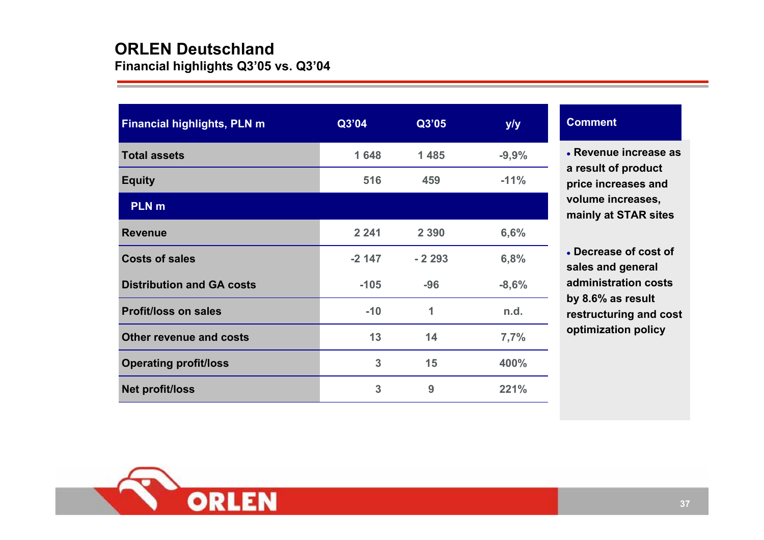# ORLEN Deutschland

## Financial highlights Q3'05 vs. Q3'04

| Financial highlights, PLN m | Q3'04 | Q3'05 | y/y |
|---|---|---|---|
| Total assets | 1 648 | 1 485 | -9,9% |
| Equity | 516 | 459 | -11% |
| **PLN m** | | | |
| Revenue | 2 241 | 2 390 | 6,6% |
| Costs of sales | -2 147 | - 2 293 | 6,8% |
| Distribution and GA costs | -105 | -96 | -8,6% |
| Profit/loss on sales | -10 | 1 | n.d. |
| Other revenue and costs | 13 | 14 | 7,7% |
| Operating profit/loss | 3 | 15 | 400% |
| Net profit/loss | 3 | 9 | 221% |

**Comment**

- Revenue increase as a result of product price increases and volume increases, mainly at STAR sites
- Decrease of cost of sales and general administration costs by 8.6% as result restructuring and cost optimization policy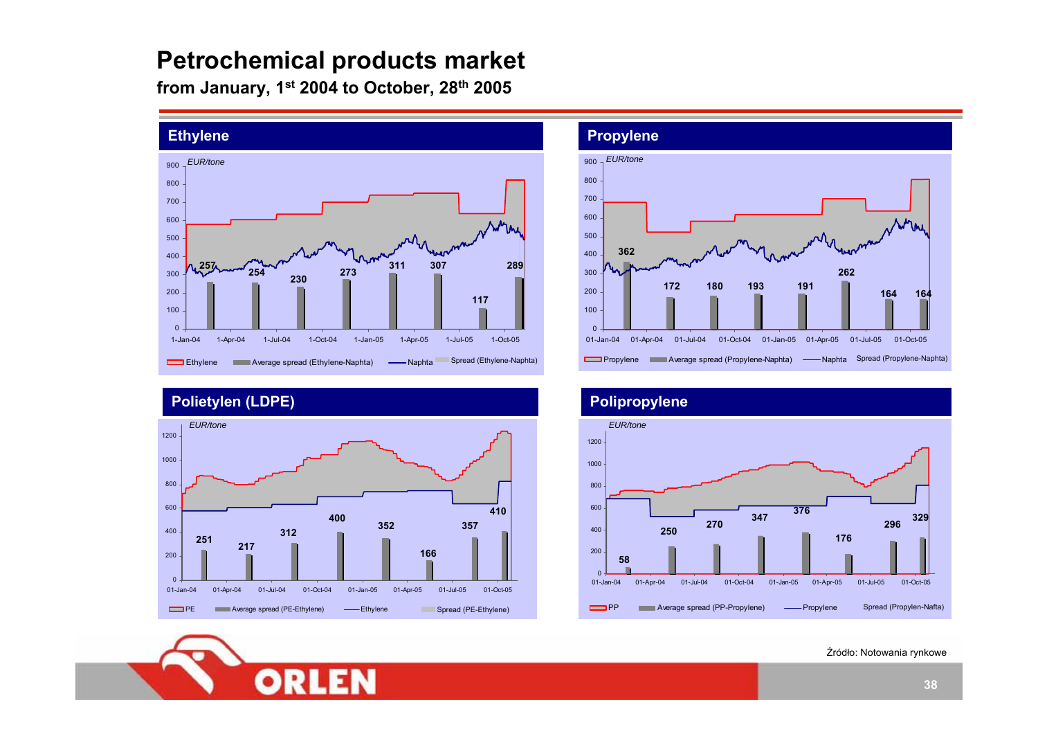# Petrochemical products market

**from January, 1st 2004 to October, 28th 2005**

## Ethylene

EUR/tone

900
800
700
600
500
400
300
200
100
0

257 254 230 273 311 307 117 289

1-Jan-04 1-Apr-04 1-Jul-04 1-Oct-04 1-Jan-05 1-Apr-05 1-Jul-05 1-Oct-05

Ethylene | Average spread (Ethylene-Naphta) | Naphta | Spread (Ethylene-Naphta)

## Propylene

EUR/tone

900
800
700
600
500
400
300
200
100
0

362 172 180 193 191 262 164 164

01-Jan-04 01-Apr-04 01-Jul-04 01-Oct-04 01-Jan-05 01-Apr-05 01-Jul-05 01-Oct-05

Propylene | Average spread (Propylene-Naphta) | Naphta | Spread (Propylene-Naphta)

## Polietylen (LDPE)

EUR/tone

1200
1000
800
600
400
200
0

251 217 312 400 352 166 357 410

01-Jan-04 01-Apr-04 01-Jul-04 01-Oct-04 01-Jan-05 01-Apr-05 01-Jul-05 01-Oct-05

PE | Average spread (PE-Ethylene) | Ethylene | Spread (PE-Ethylene)

## Polipropylene

EUR/tone

1200
1000
800
600
400
200
0

58 250 270 347 376 176 296 329

01-Jan-04 01-Apr-04 01-Jul-04 01-Oct-04 01-Jan-05 01-Apr-05 01-Jul-05 01-Oct-05

PP | Average spread (PP-Propylene) | Propylene | Spread (Propylen-Nafta)

Źródło: Notowania rynkowe